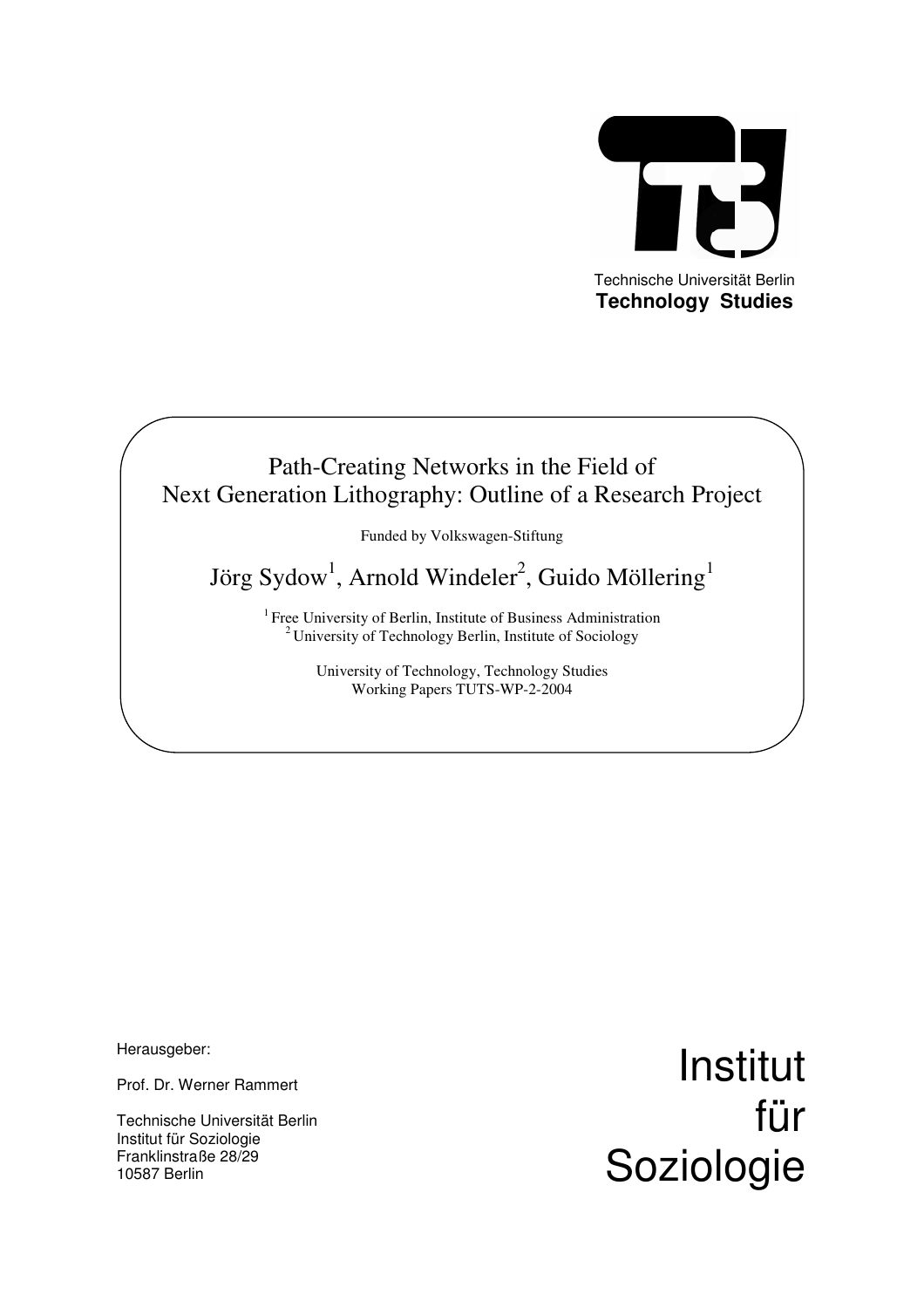Technische Universität Berlin
**Technology Studies**

# Path-Creating Networks in the Field of Next Generation Lithography: Outline of a Research Project

Funded by Volkswagen-Stiftung

Jörg Sydow[1], Arnold Windeler[2], Guido Möllering[1]

[1] Free University of Berlin, Institute of Business Administration
[2] University of Technology Berlin, Institute of Sociology

University of Technology, Technology Studies
Working Papers TUTS-WP-2-2004

Herausgeber:

Prof. Dr. Werner Rammert

Technische Universität Berlin
Institut für Soziologie
Franklinstraße 28/29
10587 Berlin

Institut
für
Soziologie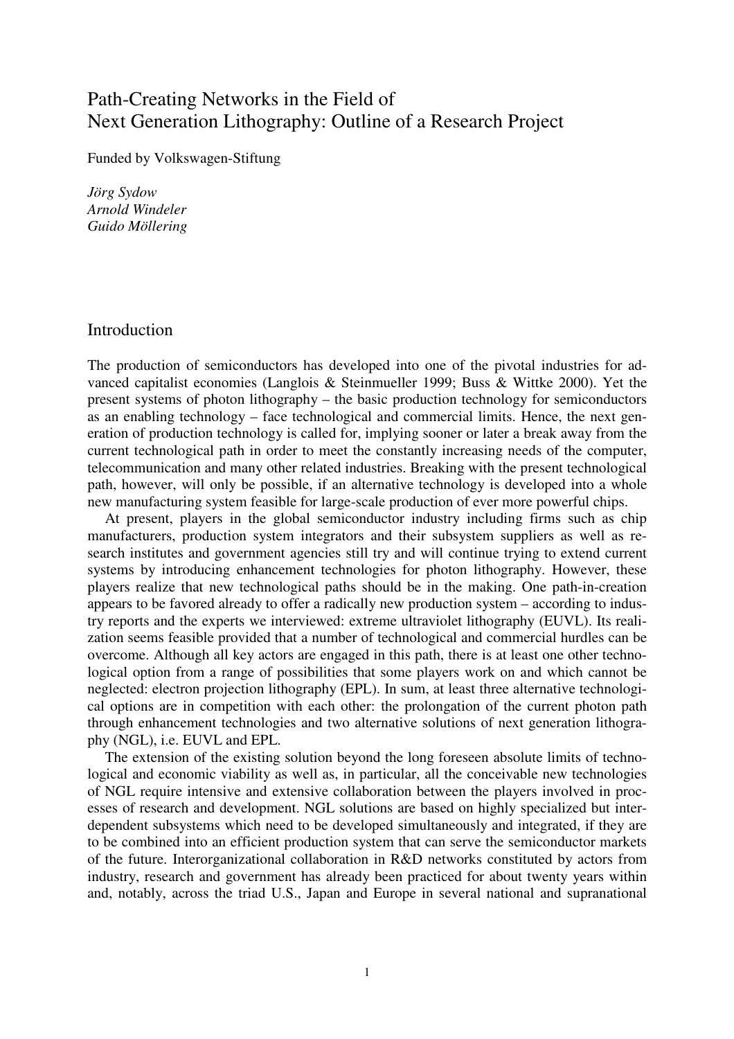# Path-Creating Networks in the Field of Next Generation Lithography: Outline of a Research Project

Funded by Volkswagen-Stiftung

*Jörg Sydow*
*Arnold Windeler*
*Guido Möllering*

## Introduction

The production of semiconductors has developed into one of the pivotal industries for advanced capitalist economies (Langlois & Steinmueller 1999; Buss & Wittke 2000). Yet the present systems of photon lithography – the basic production technology for semiconductors as an enabling technology – face technological and commercial limits. Hence, the next generation of production technology is called for, implying sooner or later a break away from the current technological path in order to meet the constantly increasing needs of the computer, telecommunication and many other related industries. Breaking with the present technological path, however, will only be possible, if an alternative technology is developed into a whole new manufacturing system feasible for large-scale production of ever more powerful chips.

At present, players in the global semiconductor industry including firms such as chip manufacturers, production system integrators and their subsystem suppliers as well as research institutes and government agencies still try and will continue trying to extend current systems by introducing enhancement technologies for photon lithography. However, these players realize that new technological paths should be in the making. One path-in-creation appears to be favored already to offer a radically new production system – according to industry reports and the experts we interviewed: extreme ultraviolet lithography (EUVL). Its realization seems feasible provided that a number of technological and commercial hurdles can be overcome. Although all key actors are engaged in this path, there is at least one other technological option from a range of possibilities that some players work on and which cannot be neglected: electron projection lithography (EPL). In sum, at least three alternative technological options are in competition with each other: the prolongation of the current photon path through enhancement technologies and two alternative solutions of next generation lithography (NGL), i.e. EUVL and EPL.

The extension of the existing solution beyond the long foreseen absolute limits of technological and economic viability as well as, in particular, all the conceivable new technologies of NGL require intensive and extensive collaboration between the players involved in processes of research and development. NGL solutions are based on highly specialized but interdependent subsystems which need to be developed simultaneously and integrated, if they are to be combined into an efficient production system that can serve the semiconductor markets of the future. Interorganizational collaboration in R&D networks constituted by actors from industry, research and government has already been practiced for about twenty years within and, notably, across the triad U.S., Japan and Europe in several national and supranational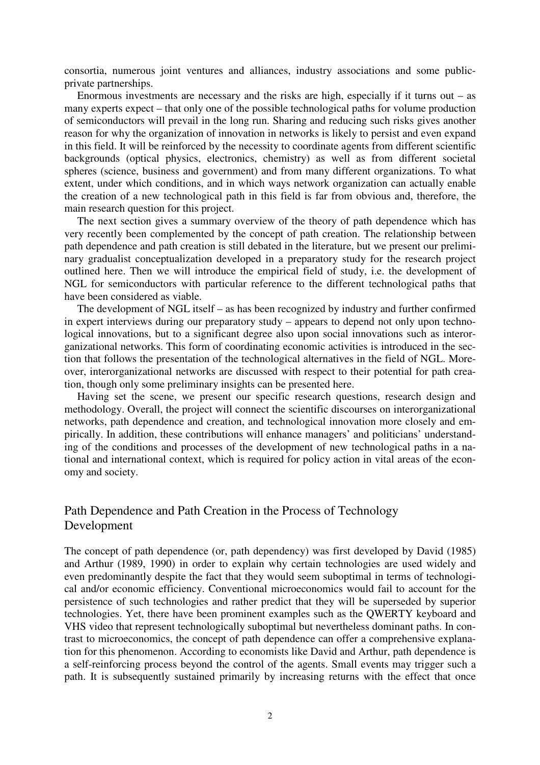consortia, numerous joint ventures and alliances, industry associations and some public-private partnerships.

Enormous investments are necessary and the risks are high, especially if it turns out – as many experts expect – that only one of the possible technological paths for volume production of semiconductors will prevail in the long run. Sharing and reducing such risks gives another reason for why the organization of innovation in networks is likely to persist and even expand in this field. It will be reinforced by the necessity to coordinate agents from different scientific backgrounds (optical physics, electronics, chemistry) as well as from different societal spheres (science, business and government) and from many different organizations. To what extent, under which conditions, and in which ways network organization can actually enable the creation of a new technological path in this field is far from obvious and, therefore, the main research question for this project.

The next section gives a summary overview of the theory of path dependence which has very recently been complemented by the concept of path creation. The relationship between path dependence and path creation is still debated in the literature, but we present our preliminary gradualist conceptualization developed in a preparatory study for the research project outlined here. Then we will introduce the empirical field of study, i.e. the development of NGL for semiconductors with particular reference to the different technological paths that have been considered as viable.

The development of NGL itself – as has been recognized by industry and further confirmed in expert interviews during our preparatory study – appears to depend not only upon technological innovations, but to a significant degree also upon social innovations such as interorganizational networks. This form of coordinating economic activities is introduced in the section that follows the presentation of the technological alternatives in the field of NGL. Moreover, interorganizational networks are discussed with respect to their potential for path creation, though only some preliminary insights can be presented here.

Having set the scene, we present our specific research questions, research design and methodology. Overall, the project will connect the scientific discourses on interorganizational networks, path dependence and creation, and technological innovation more closely and empirically. In addition, these contributions will enhance managers' and politicians' understanding of the conditions and processes of the development of new technological paths in a national and international context, which is required for policy action in vital areas of the economy and society.

## Path Dependence and Path Creation in the Process of Technology Development

The concept of path dependence (or, path dependency) was first developed by David (1985) and Arthur (1989, 1990) in order to explain why certain technologies are used widely and even predominantly despite the fact that they would seem suboptimal in terms of technological and/or economic efficiency. Conventional microeconomics would fail to account for the persistence of such technologies and rather predict that they will be superseded by superior technologies. Yet, there have been prominent examples such as the QWERTY keyboard and VHS video that represent technologically suboptimal but nevertheless dominant paths. In contrast to microeconomics, the concept of path dependence can offer a comprehensive explanation for this phenomenon. According to economists like David and Arthur, path dependence is a self-reinforcing process beyond the control of the agents. Small events may trigger such a path. It is subsequently sustained primarily by increasing returns with the effect that once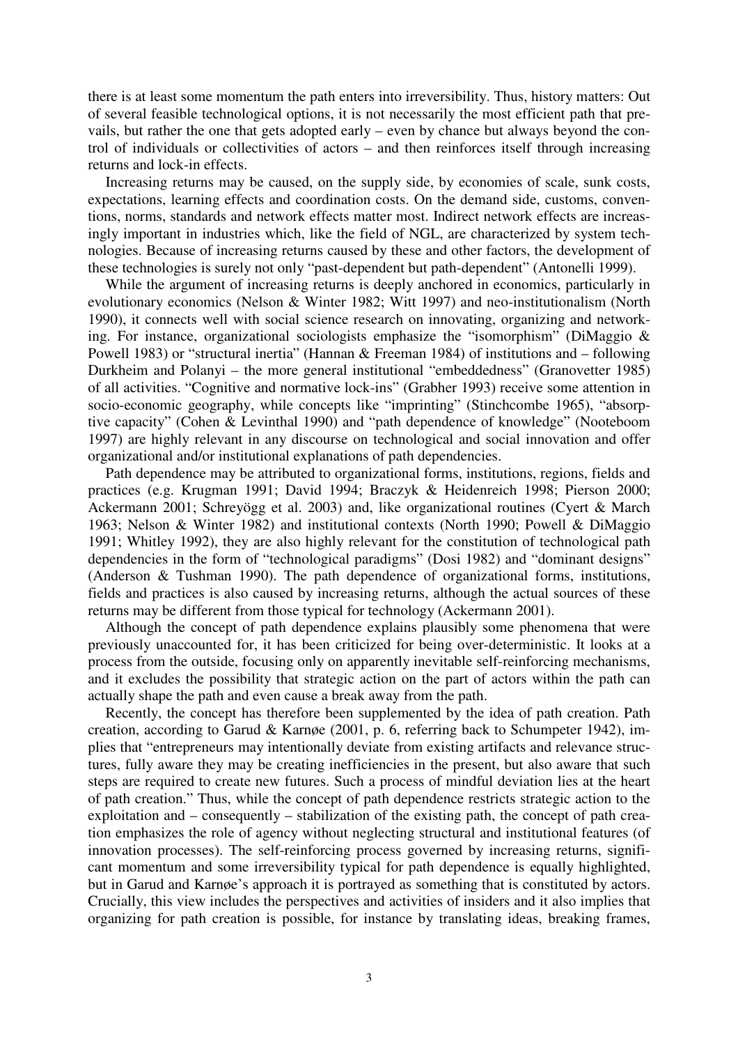there is at least some momentum the path enters into irreversibility. Thus, history matters: Out of several feasible technological options, it is not necessarily the most efficient path that prevails, but rather the one that gets adopted early – even by chance but always beyond the control of individuals or collectivities of actors – and then reinforces itself through increasing returns and lock-in effects.

Increasing returns may be caused, on the supply side, by economies of scale, sunk costs, expectations, learning effects and coordination costs. On the demand side, customs, conventions, norms, standards and network effects matter most. Indirect network effects are increasingly important in industries which, like the field of NGL, are characterized by system technologies. Because of increasing returns caused by these and other factors, the development of these technologies is surely not only "past-dependent but path-dependent" (Antonelli 1999).

While the argument of increasing returns is deeply anchored in economics, particularly in evolutionary economics (Nelson & Winter 1982; Witt 1997) and neo-institutionalism (North 1990), it connects well with social science research on innovating, organizing and networking. For instance, organizational sociologists emphasize the "isomorphism" (DiMaggio & Powell 1983) or "structural inertia" (Hannan & Freeman 1984) of institutions and – following Durkheim and Polanyi – the more general institutional "embeddedness" (Granovetter 1985) of all activities. "Cognitive and normative lock-ins" (Grabher 1993) receive some attention in socio-economic geography, while concepts like "imprinting" (Stinchcombe 1965), "absorptive capacity" (Cohen & Levinthal 1990) and "path dependence of knowledge" (Nooteboom 1997) are highly relevant in any discourse on technological and social innovation and offer organizational and/or institutional explanations of path dependencies.

Path dependence may be attributed to organizational forms, institutions, regions, fields and practices (e.g. Krugman 1991; David 1994; Braczyk & Heidenreich 1998; Pierson 2000; Ackermann 2001; Schreyögg et al. 2003) and, like organizational routines (Cyert & March 1963; Nelson & Winter 1982) and institutional contexts (North 1990; Powell & DiMaggio 1991; Whitley 1992), they are also highly relevant for the constitution of technological path dependencies in the form of "technological paradigms" (Dosi 1982) and "dominant designs" (Anderson & Tushman 1990). The path dependence of organizational forms, institutions, fields and practices is also caused by increasing returns, although the actual sources of these returns may be different from those typical for technology (Ackermann 2001).

Although the concept of path dependence explains plausibly some phenomena that were previously unaccounted for, it has been criticized for being over-deterministic. It looks at a process from the outside, focusing only on apparently inevitable self-reinforcing mechanisms, and it excludes the possibility that strategic action on the part of actors within the path can actually shape the path and even cause a break away from the path.

Recently, the concept has therefore been supplemented by the idea of path creation. Path creation, according to Garud & Karnøe (2001, p. 6, referring back to Schumpeter 1942), implies that "entrepreneurs may intentionally deviate from existing artifacts and relevance structures, fully aware they may be creating inefficiencies in the present, but also aware that such steps are required to create new futures. Such a process of mindful deviation lies at the heart of path creation." Thus, while the concept of path dependence restricts strategic action to the exploitation and – consequently – stabilization of the existing path, the concept of path creation emphasizes the role of agency without neglecting structural and institutional features (of innovation processes). The self-reinforcing process governed by increasing returns, significant momentum and some irreversibility typical for path dependence is equally highlighted, but in Garud and Karnøe's approach it is portrayed as something that is constituted by actors. Crucially, this view includes the perspectives and activities of insiders and it also implies that organizing for path creation is possible, for instance by translating ideas, breaking frames,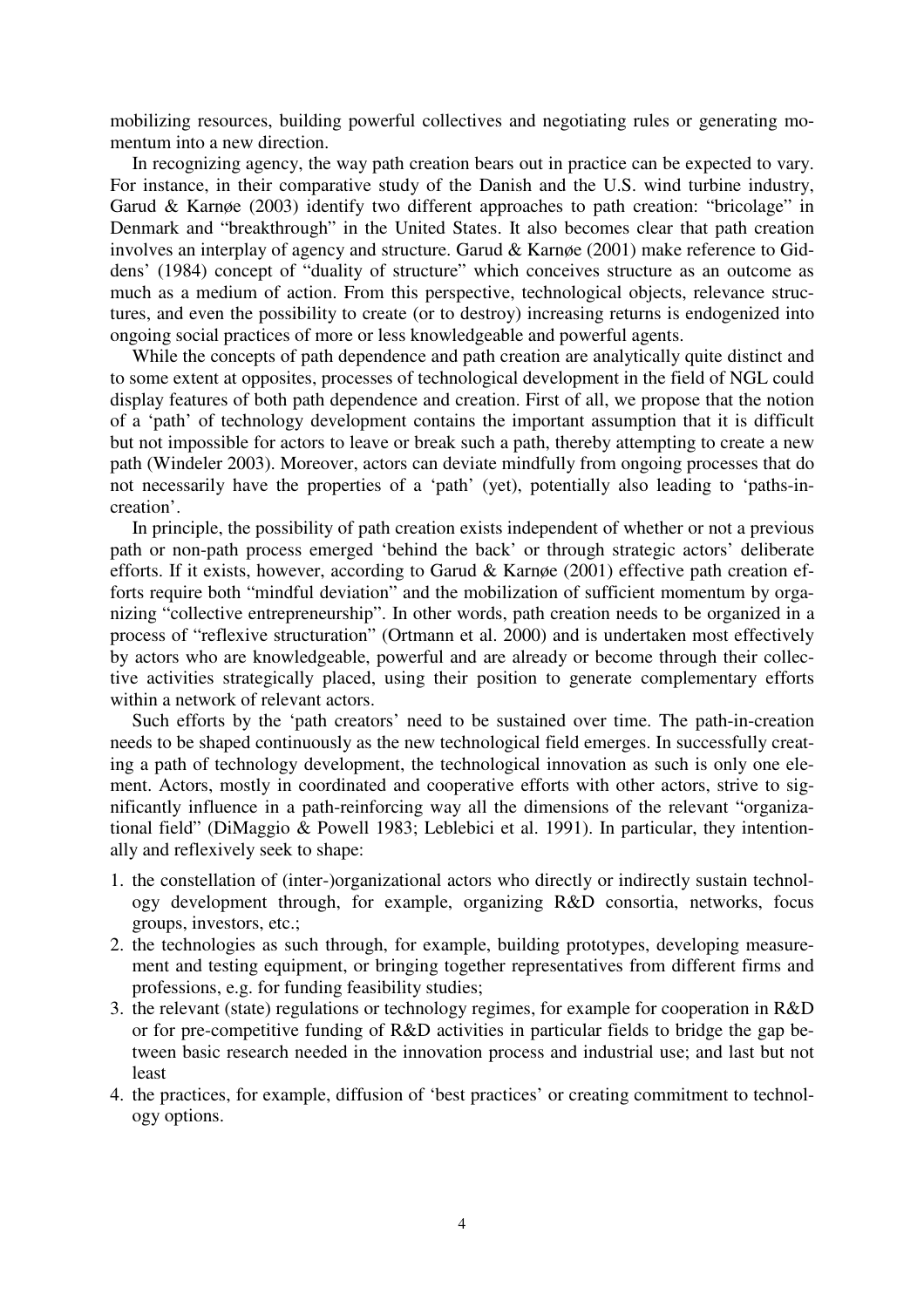mobilizing resources, building powerful collectives and negotiating rules or generating momentum into a new direction.

In recognizing agency, the way path creation bears out in practice can be expected to vary. For instance, in their comparative study of the Danish and the U.S. wind turbine industry, Garud & Karnøe (2003) identify two different approaches to path creation: "bricolage" in Denmark and "breakthrough" in the United States. It also becomes clear that path creation involves an interplay of agency and structure. Garud & Karnøe (2001) make reference to Giddens' (1984) concept of "duality of structure" which conceives structure as an outcome as much as a medium of action. From this perspective, technological objects, relevance structures, and even the possibility to create (or to destroy) increasing returns is endogenized into ongoing social practices of more or less knowledgeable and powerful agents.

While the concepts of path dependence and path creation are analytically quite distinct and to some extent at opposites, processes of technological development in the field of NGL could display features of both path dependence and creation. First of all, we propose that the notion of a 'path' of technology development contains the important assumption that it is difficult but not impossible for actors to leave or break such a path, thereby attempting to create a new path (Windeler 2003). Moreover, actors can deviate mindfully from ongoing processes that do not necessarily have the properties of a 'path' (yet), potentially also leading to 'paths-in-creation'.

In principle, the possibility of path creation exists independent of whether or not a previous path or non-path process emerged 'behind the back' or through strategic actors' deliberate efforts. If it exists, however, according to Garud & Karnøe (2001) effective path creation efforts require both "mindful deviation" and the mobilization of sufficient momentum by organizing "collective entrepreneurship". In other words, path creation needs to be organized in a process of "reflexive structuration" (Ortmann et al. 2000) and is undertaken most effectively by actors who are knowledgeable, powerful and are already or become through their collective activities strategically placed, using their position to generate complementary efforts within a network of relevant actors.

Such efforts by the 'path creators' need to be sustained over time. The path-in-creation needs to be shaped continuously as the new technological field emerges. In successfully creating a path of technology development, the technological innovation as such is only one element. Actors, mostly in coordinated and cooperative efforts with other actors, strive to significantly influence in a path-reinforcing way all the dimensions of the relevant "organizational field" (DiMaggio & Powell 1983; Leblebici et al. 1991). In particular, they intentionally and reflexively seek to shape:

1. the constellation of (inter-)organizational actors who directly or indirectly sustain technology development through, for example, organizing R&D consortia, networks, focus groups, investors, etc.;
2. the technologies as such through, for example, building prototypes, developing measurement and testing equipment, or bringing together representatives from different firms and professions, e.g. for funding feasibility studies;
3. the relevant (state) regulations or technology regimes, for example for cooperation in R&D or for pre-competitive funding of R&D activities in particular fields to bridge the gap between basic research needed in the innovation process and industrial use; and last but not least
4. the practices, for example, diffusion of 'best practices' or creating commitment to technology options.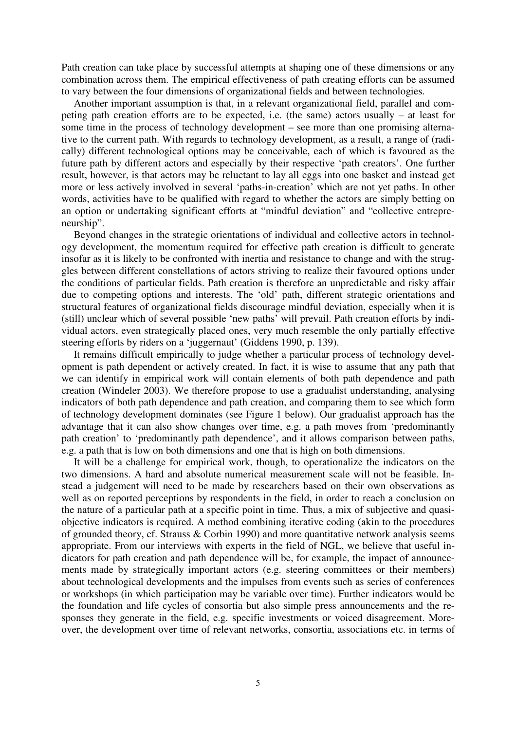Path creation can take place by successful attempts at shaping one of these dimensions or any combination across them. The empirical effectiveness of path creating efforts can be assumed to vary between the four dimensions of organizational fields and between technologies.

Another important assumption is that, in a relevant organizational field, parallel and competing path creation efforts are to be expected, i.e. (the same) actors usually – at least for some time in the process of technology development – see more than one promising alternative to the current path. With regards to technology development, as a result, a range of (radically) different technological options may be conceivable, each of which is favoured as the future path by different actors and especially by their respective 'path creators'. One further result, however, is that actors may be reluctant to lay all eggs into one basket and instead get more or less actively involved in several 'paths-in-creation' which are not yet paths. In other words, activities have to be qualified with regard to whether the actors are simply betting on an option or undertaking significant efforts at "mindful deviation" and "collective entrepreneurship".

Beyond changes in the strategic orientations of individual and collective actors in technology development, the momentum required for effective path creation is difficult to generate insofar as it is likely to be confronted with inertia and resistance to change and with the struggles between different constellations of actors striving to realize their favoured options under the conditions of particular fields. Path creation is therefore an unpredictable and risky affair due to competing options and interests. The 'old' path, different strategic orientations and structural features of organizational fields discourage mindful deviation, especially when it is (still) unclear which of several possible 'new paths' will prevail. Path creation efforts by individual actors, even strategically placed ones, very much resemble the only partially effective steering efforts by riders on a 'juggernaut' (Giddens 1990, p. 139).

It remains difficult empirically to judge whether a particular process of technology development is path dependent or actively created. In fact, it is wise to assume that any path that we can identify in empirical work will contain elements of both path dependence and path creation (Windeler 2003). We therefore propose to use a gradualist understanding, analysing indicators of both path dependence and path creation, and comparing them to see which form of technology development dominates (see Figure 1 below). Our gradualist approach has the advantage that it can also show changes over time, e.g. a path moves from 'predominantly path creation' to 'predominantly path dependence', and it allows comparison between paths, e.g. a path that is low on both dimensions and one that is high on both dimensions.

It will be a challenge for empirical work, though, to operationalize the indicators on the two dimensions. A hard and absolute numerical measurement scale will not be feasible. Instead a judgement will need to be made by researchers based on their own observations as well as on reported perceptions by respondents in the field, in order to reach a conclusion on the nature of a particular path at a specific point in time. Thus, a mix of subjective and quasi-objective indicators is required. A method combining iterative coding (akin to the procedures of grounded theory, cf. Strauss & Corbin 1990) and more quantitative network analysis seems appropriate. From our interviews with experts in the field of NGL, we believe that useful indicators for path creation and path dependence will be, for example, the impact of announcements made by strategically important actors (e.g. steering committees or their members) about technological developments and the impulses from events such as series of conferences or workshops (in which participation may be variable over time). Further indicators would be the foundation and life cycles of consortia but also simple press announcements and the responses they generate in the field, e.g. specific investments or voiced disagreement. Moreover, the development over time of relevant networks, consortia, associations etc. in terms of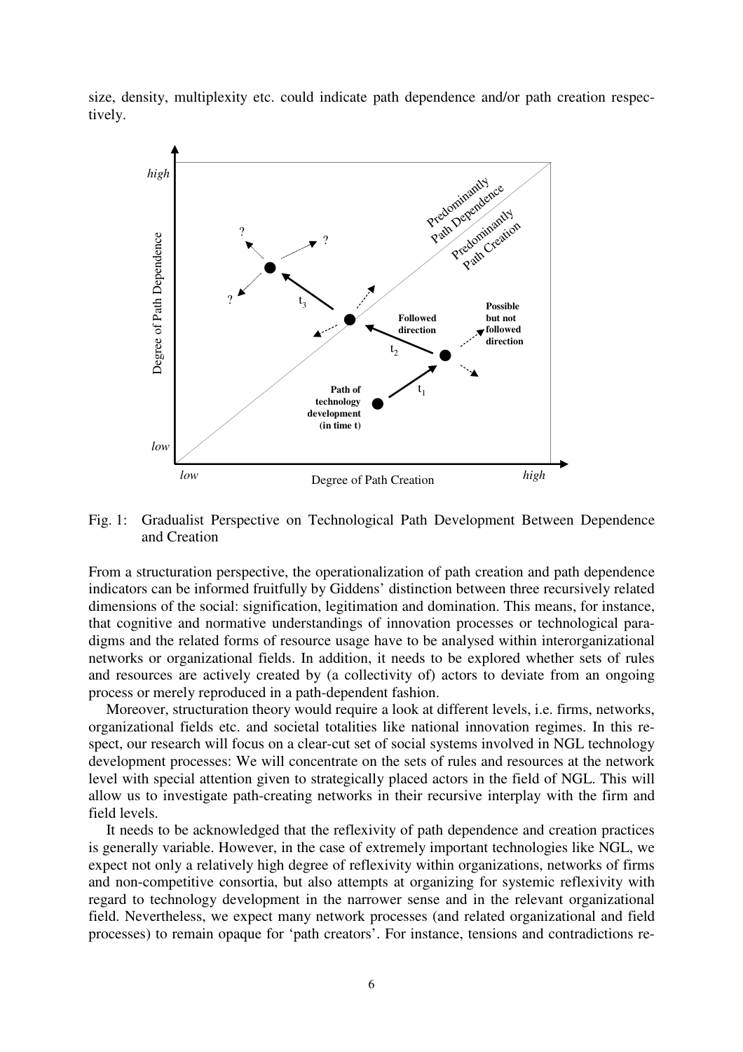size, density, multiplexity etc. could indicate path dependence and/or path creation respectively.

high

low

Degree of Path Dependence

low

Degree of Path Creation

high

Predominantly Path Dependence

Predominantly Path Creation

?

?

?

$t_3$

Followed direction

Possible but not followed direction

$t_2$

Path of technology development (in time t)

$t_1$

Fig. 1: Gradualist Perspective on Technological Path Development Between Dependence and Creation

From a structuration perspective, the operationalization of path creation and path dependence indicators can be informed fruitfully by Giddens' distinction between three recursively related dimensions of the social: signification, legitimation and domination. This means, for instance, that cognitive and normative understandings of innovation processes or technological paradigms and the related forms of resource usage have to be analysed within interorganizational networks or organizational fields. In addition, it needs to be explored whether sets of rules and resources are actively created by (a collectivity of) actors to deviate from an ongoing process or merely reproduced in a path-dependent fashion.

Moreover, structuration theory would require a look at different levels, i.e. firms, networks, organizational fields etc. and societal totalities like national innovation regimes. In this respect, our research will focus on a clear-cut set of social systems involved in NGL technology development processes: We will concentrate on the sets of rules and resources at the network level with special attention given to strategically placed actors in the field of NGL. This will allow us to investigate path-creating networks in their recursive interplay with the firm and field levels.

It needs to be acknowledged that the reflexivity of path dependence and creation practices is generally variable. However, in the case of extremely important technologies like NGL, we expect not only a relatively high degree of reflexivity within organizations, networks of firms and non-competitive consortia, but also attempts at organizing for systemic reflexivity with regard to technology development in the narrower sense and in the relevant organizational field. Nevertheless, we expect many network processes (and related organizational and field processes) to remain opaque for 'path creators'. For instance, tensions and contradictions re-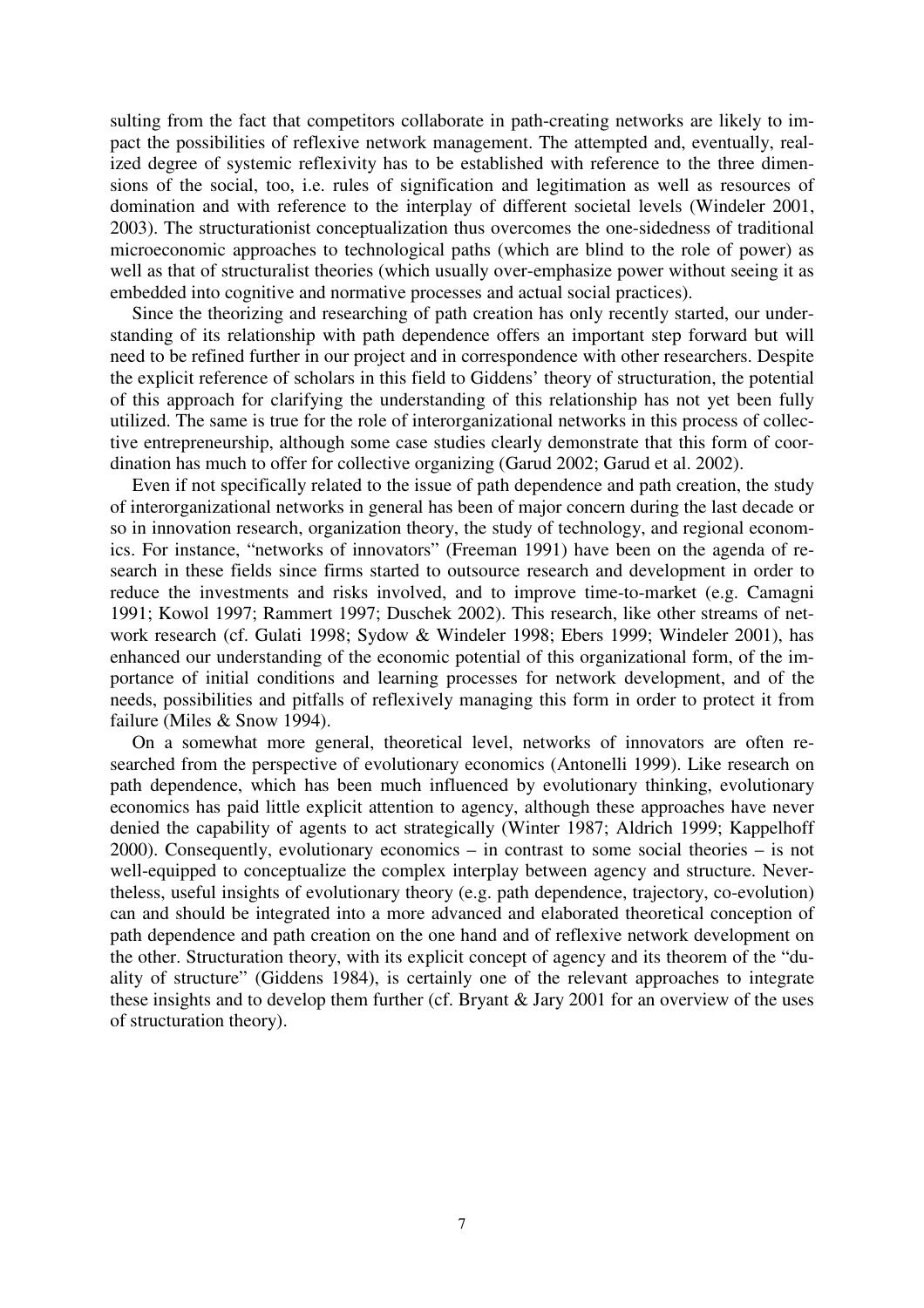sulting from the fact that competitors collaborate in path-creating networks are likely to impact the possibilities of reflexive network management. The attempted and, eventually, realized degree of systemic reflexivity has to be established with reference to the three dimensions of the social, too, i.e. rules of signification and legitimation as well as resources of domination and with reference to the interplay of different societal levels (Windeler 2001, 2003). The structurationist conceptualization thus overcomes the one-sidedness of traditional microeconomic approaches to technological paths (which are blind to the role of power) as well as that of structuralist theories (which usually over-emphasize power without seeing it as embedded into cognitive and normative processes and actual social practices).

Since the theorizing and researching of path creation has only recently started, our understanding of its relationship with path dependence offers an important step forward but will need to be refined further in our project and in correspondence with other researchers. Despite the explicit reference of scholars in this field to Giddens' theory of structuration, the potential of this approach for clarifying the understanding of this relationship has not yet been fully utilized. The same is true for the role of interorganizational networks in this process of collective entrepreneurship, although some case studies clearly demonstrate that this form of coordination has much to offer for collective organizing (Garud 2002; Garud et al. 2002).

Even if not specifically related to the issue of path dependence and path creation, the study of interorganizational networks in general has been of major concern during the last decade or so in innovation research, organization theory, the study of technology, and regional economics. For instance, "networks of innovators" (Freeman 1991) have been on the agenda of research in these fields since firms started to outsource research and development in order to reduce the investments and risks involved, and to improve time-to-market (e.g. Camagni 1991; Kowol 1997; Rammert 1997; Duschek 2002). This research, like other streams of network research (cf. Gulati 1998; Sydow & Windeler 1998; Ebers 1999; Windeler 2001), has enhanced our understanding of the economic potential of this organizational form, of the importance of initial conditions and learning processes for network development, and of the needs, possibilities and pitfalls of reflexively managing this form in order to protect it from failure (Miles & Snow 1994).

On a somewhat more general, theoretical level, networks of innovators are often researched from the perspective of evolutionary economics (Antonelli 1999). Like research on path dependence, which has been much influenced by evolutionary thinking, evolutionary economics has paid little explicit attention to agency, although these approaches have never denied the capability of agents to act strategically (Winter 1987; Aldrich 1999; Kappelhoff 2000). Consequently, evolutionary economics – in contrast to some social theories – is not well-equipped to conceptualize the complex interplay between agency and structure. Nevertheless, useful insights of evolutionary theory (e.g. path dependence, trajectory, co-evolution) can and should be integrated into a more advanced and elaborated theoretical conception of path dependence and path creation on the one hand and of reflexive network development on the other. Structuration theory, with its explicit concept of agency and its theorem of the "duality of structure" (Giddens 1984), is certainly one of the relevant approaches to integrate these insights and to develop them further (cf. Bryant & Jary 2001 for an overview of the uses of structuration theory).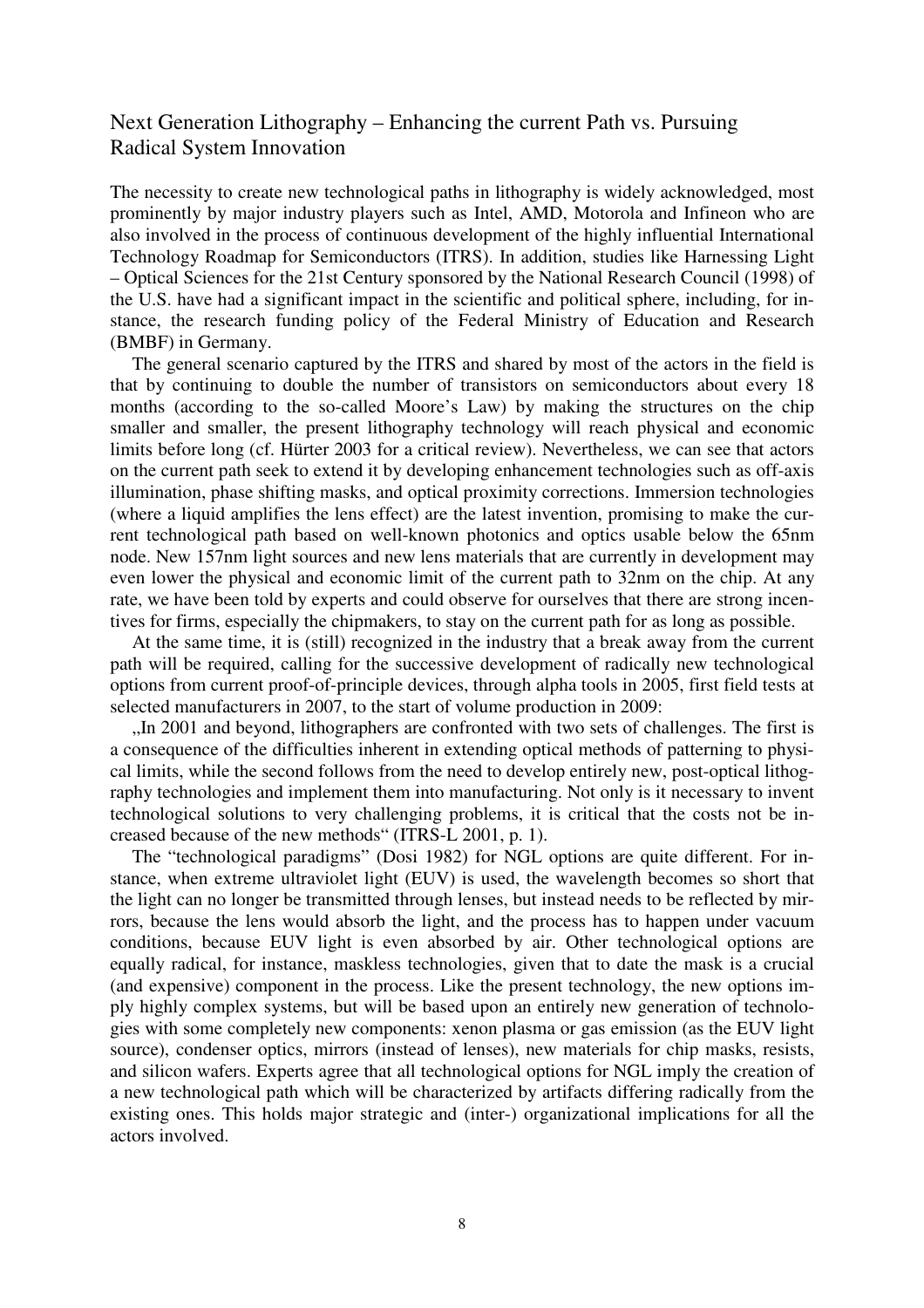## Next Generation Lithography – Enhancing the current Path vs. Pursuing Radical System Innovation

The necessity to create new technological paths in lithography is widely acknowledged, most prominently by major industry players such as Intel, AMD, Motorola and Infineon who are also involved in the process of continuous development of the highly influential International Technology Roadmap for Semiconductors (ITRS). In addition, studies like Harnessing Light – Optical Sciences for the 21st Century sponsored by the National Research Council (1998) of the U.S. have had a significant impact in the scientific and political sphere, including, for instance, the research funding policy of the Federal Ministry of Education and Research (BMBF) in Germany.

The general scenario captured by the ITRS and shared by most of the actors in the field is that by continuing to double the number of transistors on semiconductors about every 18 months (according to the so-called Moore's Law) by making the structures on the chip smaller and smaller, the present lithography technology will reach physical and economic limits before long (cf. Hürter 2003 for a critical review). Nevertheless, we can see that actors on the current path seek to extend it by developing enhancement technologies such as off-axis illumination, phase shifting masks, and optical proximity corrections. Immersion technologies (where a liquid amplifies the lens effect) are the latest invention, promising to make the current technological path based on well-known photonics and optics usable below the 65nm node. New 157nm light sources and new lens materials that are currently in development may even lower the physical and economic limit of the current path to 32nm on the chip. At any rate, we have been told by experts and could observe for ourselves that there are strong incentives for firms, especially the chipmakers, to stay on the current path for as long as possible.

At the same time, it is (still) recognized in the industry that a break away from the current path will be required, calling for the successive development of radically new technological options from current proof-of-principle devices, through alpha tools in 2005, first field tests at selected manufacturers in 2007, to the start of volume production in 2009:

„In 2001 and beyond, lithographers are confronted with two sets of challenges. The first is a consequence of the difficulties inherent in extending optical methods of patterning to physical limits, while the second follows from the need to develop entirely new, post-optical lithography technologies and implement them into manufacturing. Not only is it necessary to invent technological solutions to very challenging problems, it is critical that the costs not be increased because of the new methods" (ITRS-L 2001, p. 1).

The "technological paradigms" (Dosi 1982) for NGL options are quite different. For instance, when extreme ultraviolet light (EUV) is used, the wavelength becomes so short that the light can no longer be transmitted through lenses, but instead needs to be reflected by mirrors, because the lens would absorb the light, and the process has to happen under vacuum conditions, because EUV light is even absorbed by air. Other technological options are equally radical, for instance, maskless technologies, given that to date the mask is a crucial (and expensive) component in the process. Like the present technology, the new options imply highly complex systems, but will be based upon an entirely new generation of technologies with some completely new components: xenon plasma or gas emission (as the EUV light source), condenser optics, mirrors (instead of lenses), new materials for chip masks, resists, and silicon wafers. Experts agree that all technological options for NGL imply the creation of a new technological path which will be characterized by artifacts differing radically from the existing ones. This holds major strategic and (inter-) organizational implications for all the actors involved.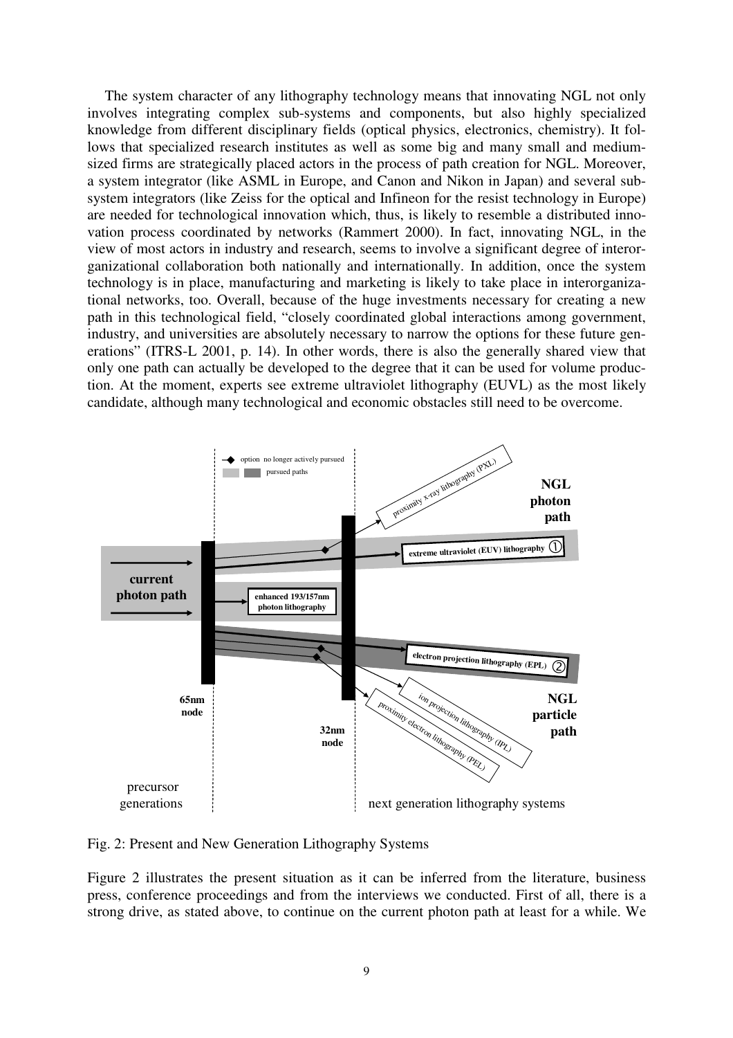The system character of any lithography technology means that innovating NGL not only involves integrating complex sub-systems and components, but also highly specialized knowledge from different disciplinary fields (optical physics, electronics, chemistry). It follows that specialized research institutes as well as some big and many small and medium-sized firms are strategically placed actors in the process of path creation for NGL. Moreover, a system integrator (like ASML in Europe, and Canon and Nikon in Japan) and several subsystem integrators (like Zeiss for the optical and Infineon for the resist technology in Europe) are needed for technological innovation which, thus, is likely to resemble a distributed innovation process coordinated by networks (Rammert 2000). In fact, innovating NGL, in the view of most actors in industry and research, seems to involve a significant degree of interorganizational collaboration both nationally and internationally. In addition, once the system technology is in place, manufacturing and marketing is likely to take place in interorganizational networks, too. Overall, because of the huge investments necessary for creating a new path in this technological field, "closely coordinated global interactions among government, industry, and universities are absolutely necessary to narrow the options for these future generations" (ITRS-L 2001, p. 14). In other words, there is also the generally shared view that only one path can actually be developed to the degree that it can be used for volume production. At the moment, experts see extreme ultraviolet lithography (EUVL) as the most likely candidate, although many technological and economic obstacles still need to be overcome.

option no longer actively pursued

pursued paths

proximity x-ray lithography (PXL)

NGL photon path

extreme ultraviolet (EUV) lithography ①

current photon path

enhanced 193/157nm photon lithography

electron projection lithography (EPL) ②

ion projection lithography (IPL)

proximity electron lithography (PEL)

NGL particle path

65nm node

32nm node

precursor generations

next generation lithography systems

Fig. 2: Present and New Generation Lithography Systems

Figure 2 illustrates the present situation as it can be inferred from the literature, business press, conference proceedings and from the interviews we conducted. First of all, there is a strong drive, as stated above, to continue on the current photon path at least for a while. We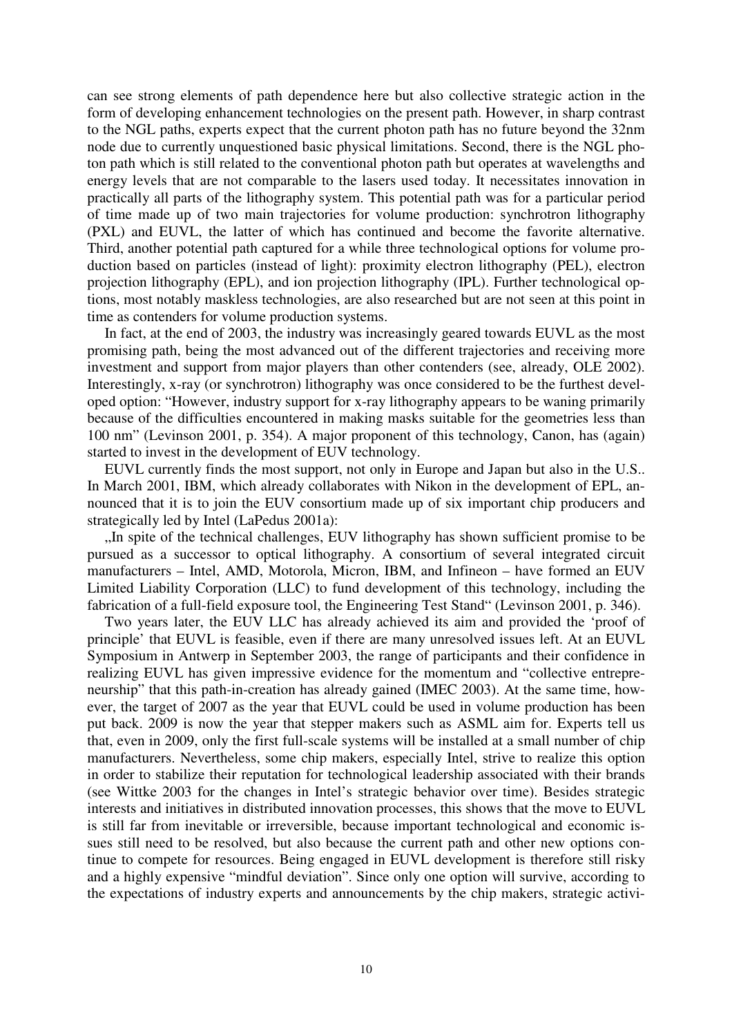can see strong elements of path dependence here but also collective strategic action in the form of developing enhancement technologies on the present path. However, in sharp contrast to the NGL paths, experts expect that the current photon path has no future beyond the 32nm node due to currently unquestioned basic physical limitations. Second, there is the NGL photon path which is still related to the conventional photon path but operates at wavelengths and energy levels that are not comparable to the lasers used today. It necessitates innovation in practically all parts of the lithography system. This potential path was for a particular period of time made up of two main trajectories for volume production: synchrotron lithography (PXL) and EUVL, the latter of which has continued and become the favorite alternative. Third, another potential path captured for a while three technological options for volume production based on particles (instead of light): proximity electron lithography (PEL), electron projection lithography (EPL), and ion projection lithography (IPL). Further technological options, most notably maskless technologies, are also researched but are not seen at this point in time as contenders for volume production systems.

In fact, at the end of 2003, the industry was increasingly geared towards EUVL as the most promising path, being the most advanced out of the different trajectories and receiving more investment and support from major players than other contenders (see, already, OLE 2002). Interestingly, x-ray (or synchrotron) lithography was once considered to be the furthest developed option: "However, industry support for x-ray lithography appears to be waning primarily because of the difficulties encountered in making masks suitable for the geometries less than 100 nm" (Levinson 2001, p. 354). A major proponent of this technology, Canon, has (again) started to invest in the development of EUV technology.

EUVL currently finds the most support, not only in Europe and Japan but also in the U.S.. In March 2001, IBM, which already collaborates with Nikon in the development of EPL, announced that it is to join the EUV consortium made up of six important chip producers and strategically led by Intel (LaPedus 2001a):

„In spite of the technical challenges, EUV lithography has shown sufficient promise to be pursued as a successor to optical lithography. A consortium of several integrated circuit manufacturers – Intel, AMD, Motorola, Micron, IBM, and Infineon – have formed an EUV Limited Liability Corporation (LLC) to fund development of this technology, including the fabrication of a full-field exposure tool, the Engineering Test Stand" (Levinson 2001, p. 346).

Two years later, the EUV LLC has already achieved its aim and provided the 'proof of principle' that EUVL is feasible, even if there are many unresolved issues left. At an EUVL Symposium in Antwerp in September 2003, the range of participants and their confidence in realizing EUVL has given impressive evidence for the momentum and "collective entrepreneurship" that this path-in-creation has already gained (IMEC 2003). At the same time, however, the target of 2007 as the year that EUVL could be used in volume production has been put back. 2009 is now the year that stepper makers such as ASML aim for. Experts tell us that, even in 2009, only the first full-scale systems will be installed at a small number of chip manufacturers. Nevertheless, some chip makers, especially Intel, strive to realize this option in order to stabilize their reputation for technological leadership associated with their brands (see Wittke 2003 for the changes in Intel's strategic behavior over time). Besides strategic interests and initiatives in distributed innovation processes, this shows that the move to EUVL is still far from inevitable or irreversible, because important technological and economic issues still need to be resolved, but also because the current path and other new options continue to compete for resources. Being engaged in EUVL development is therefore still risky and a highly expensive "mindful deviation". Since only one option will survive, according to the expectations of industry experts and announcements by the chip makers, strategic activi-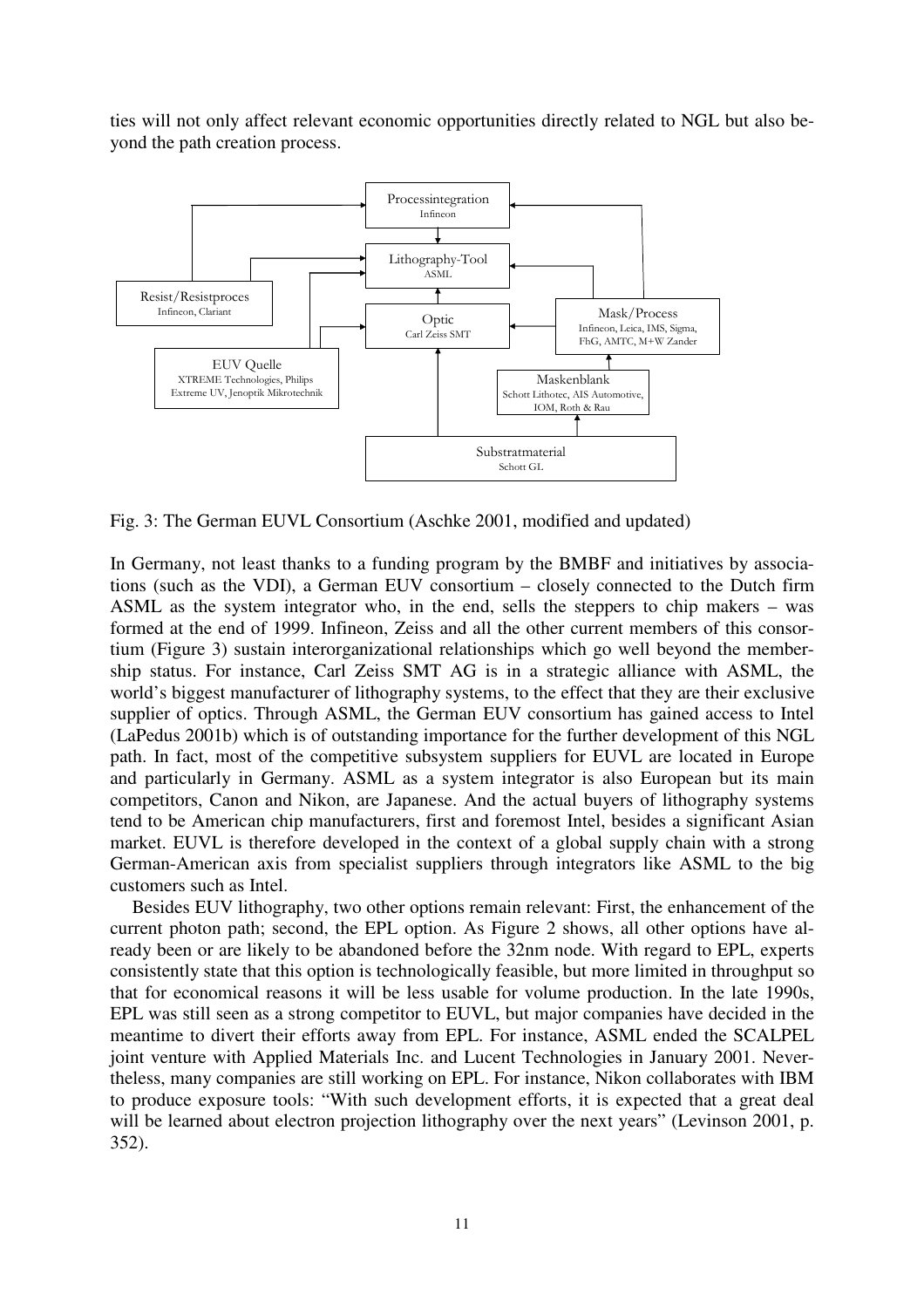ties will not only affect relevant economic opportunities directly related to NGL but also beyond the path creation process.

Processintegration
Infineon

Lithography-Tool
ASML

Resist/Resistproces
Infineon, Clariant

Optic
Carl Zeiss SMT

Mask/Process
Infineon, Leica, IMS, Sigma, FhG, AMTC, M+W Zander

EUV Quelle
XTREME Technologies, Philips Extreme UV, Jenoptik Mikrotechnik

Maskenblank
Schott Lithotec, AIS Automotive, IOM, Roth & Rau

Substratmaterial
Schott GL

Fig. 3: The German EUVL Consortium (Aschke 2001, modified and updated)

In Germany, not least thanks to a funding program by the BMBF and initiatives by associations (such as the VDI), a German EUV consortium – closely connected to the Dutch firm ASML as the system integrator who, in the end, sells the steppers to chip makers – was formed at the end of 1999. Infineon, Zeiss and all the other current members of this consortium (Figure 3) sustain interorganizational relationships which go well beyond the membership status. For instance, Carl Zeiss SMT AG is in a strategic alliance with ASML, the world's biggest manufacturer of lithography systems, to the effect that they are their exclusive supplier of optics. Through ASML, the German EUV consortium has gained access to Intel (LaPedus 2001b) which is of outstanding importance for the further development of this NGL path. In fact, most of the competitive subsystem suppliers for EUVL are located in Europe and particularly in Germany. ASML as a system integrator is also European but its main competitors, Canon and Nikon, are Japanese. And the actual buyers of lithography systems tend to be American chip manufacturers, first and foremost Intel, besides a significant Asian market. EUVL is therefore developed in the context of a global supply chain with a strong German-American axis from specialist suppliers through integrators like ASML to the big customers such as Intel.

Besides EUV lithography, two other options remain relevant: First, the enhancement of the current photon path; second, the EPL option. As Figure 2 shows, all other options have already been or are likely to be abandoned before the 32nm node. With regard to EPL, experts consistently state that this option is technologically feasible, but more limited in throughput so that for economical reasons it will be less usable for volume production. In the late 1990s, EPL was still seen as a strong competitor to EUVL, but major companies have decided in the meantime to divert their efforts away from EPL. For instance, ASML ended the SCALPEL joint venture with Applied Materials Inc. and Lucent Technologies in January 2001. Nevertheless, many companies are still working on EPL. For instance, Nikon collaborates with IBM to produce exposure tools: "With such development efforts, it is expected that a great deal will be learned about electron projection lithography over the next years" (Levinson 2001, p. 352).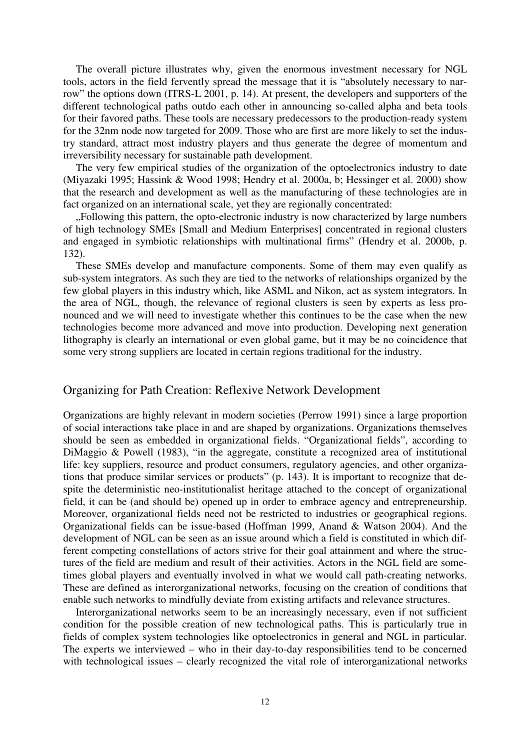The overall picture illustrates why, given the enormous investment necessary for NGL tools, actors in the field fervently spread the message that it is "absolutely necessary to narrow" the options down (ITRS-L 2001, p. 14). At present, the developers and supporters of the different technological paths outdo each other in announcing so-called alpha and beta tools for their favored paths. These tools are necessary predecessors to the production-ready system for the 32nm node now targeted for 2009. Those who are first are more likely to set the industry standard, attract most industry players and thus generate the degree of momentum and irreversibility necessary for sustainable path development.

The very few empirical studies of the organization of the optoelectronics industry to date (Miyazaki 1995; Hassink & Wood 1998; Hendry et al. 2000a, b; Hessinger et al. 2000) show that the research and development as well as the manufacturing of these technologies are in fact organized on an international scale, yet they are regionally concentrated:

„Following this pattern, the opto-electronic industry is now characterized by large numbers of high technology SMEs [Small and Medium Enterprises] concentrated in regional clusters and engaged in symbiotic relationships with multinational firms" (Hendry et al. 2000b, p. 132).

These SMEs develop and manufacture components. Some of them may even qualify as sub-system integrators. As such they are tied to the networks of relationships organized by the few global players in this industry which, like ASML and Nikon, act as system integrators. In the area of NGL, though, the relevance of regional clusters is seen by experts as less pronounced and we will need to investigate whether this continues to be the case when the new technologies become more advanced and move into production. Developing next generation lithography is clearly an international or even global game, but it may be no coincidence that some very strong suppliers are located in certain regions traditional for the industry.

## Organizing for Path Creation: Reflexive Network Development

Organizations are highly relevant in modern societies (Perrow 1991) since a large proportion of social interactions take place in and are shaped by organizations. Organizations themselves should be seen as embedded in organizational fields. "Organizational fields", according to DiMaggio & Powell (1983), "in the aggregate, constitute a recognized area of institutional life: key suppliers, resource and product consumers, regulatory agencies, and other organizations that produce similar services or products" (p. 143). It is important to recognize that despite the deterministic neo-institutionalist heritage attached to the concept of organizational field, it can be (and should be) opened up in order to embrace agency and entrepreneurship. Moreover, organizational fields need not be restricted to industries or geographical regions. Organizational fields can be issue-based (Hoffman 1999, Anand & Watson 2004). And the development of NGL can be seen as an issue around which a field is constituted in which different competing constellations of actors strive for their goal attainment and where the structures of the field are medium and result of their activities. Actors in the NGL field are sometimes global players and eventually involved in what we would call path-creating networks. These are defined as interorganizational networks, focusing on the creation of conditions that enable such networks to mindfully deviate from existing artifacts and relevance structures.

Interorganizational networks seem to be an increasingly necessary, even if not sufficient condition for the possible creation of new technological paths. This is particularly true in fields of complex system technologies like optoelectronics in general and NGL in particular. The experts we interviewed – who in their day-to-day responsibilities tend to be concerned with technological issues – clearly recognized the vital role of interorganizational networks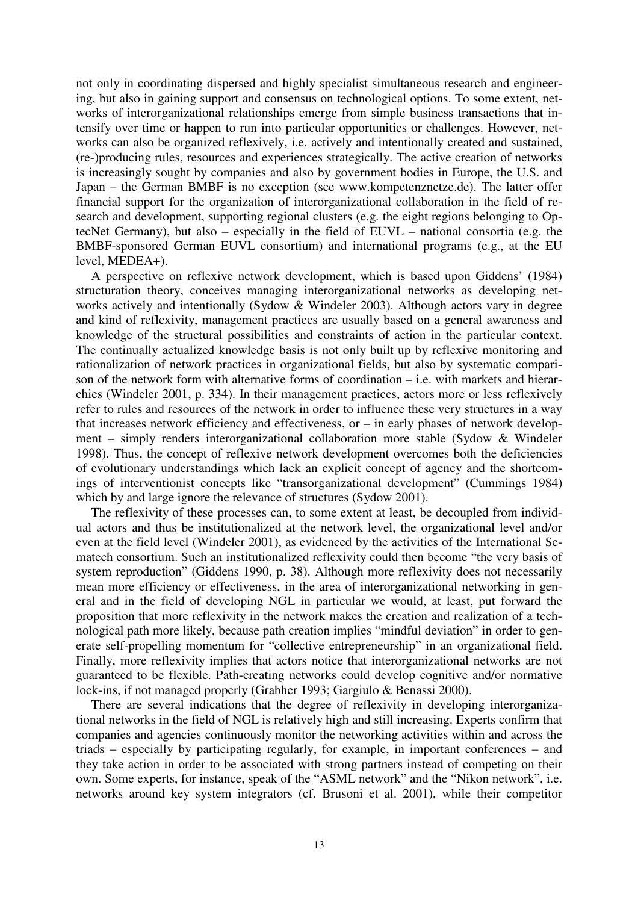not only in coordinating dispersed and highly specialist simultaneous research and engineering, but also in gaining support and consensus on technological options. To some extent, networks of interorganizational relationships emerge from simple business transactions that intensify over time or happen to run into particular opportunities or challenges. However, networks can also be organized reflexively, i.e. actively and intentionally created and sustained, (re-)producing rules, resources and experiences strategically. The active creation of networks is increasingly sought by companies and also by government bodies in Europe, the U.S. and Japan – the German BMBF is no exception (see www.kompetenznetze.de). The latter offer financial support for the organization of interorganizational collaboration in the field of research and development, supporting regional clusters (e.g. the eight regions belonging to OptecNet Germany), but also – especially in the field of EUVL – national consortia (e.g. the BMBF-sponsored German EUVL consortium) and international programs (e.g., at the EU level, MEDEA+).

A perspective on reflexive network development, which is based upon Giddens' (1984) structuration theory, conceives managing interorganizational networks as developing networks actively and intentionally (Sydow & Windeler 2003). Although actors vary in degree and kind of reflexivity, management practices are usually based on a general awareness and knowledge of the structural possibilities and constraints of action in the particular context. The continually actualized knowledge basis is not only built up by reflexive monitoring and rationalization of network practices in organizational fields, but also by systematic comparison of the network form with alternative forms of coordination – i.e. with markets and hierarchies (Windeler 2001, p. 334). In their management practices, actors more or less reflexively refer to rules and resources of the network in order to influence these very structures in a way that increases network efficiency and effectiveness, or – in early phases of network development – simply renders interorganizational collaboration more stable (Sydow & Windeler 1998). Thus, the concept of reflexive network development overcomes both the deficiencies of evolutionary understandings which lack an explicit concept of agency and the shortcomings of interventionist concepts like "transorganizational development" (Cummings 1984) which by and large ignore the relevance of structures (Sydow 2001).

The reflexivity of these processes can, to some extent at least, be decoupled from individual actors and thus be institutionalized at the network level, the organizational level and/or even at the field level (Windeler 2001), as evidenced by the activities of the International Sematech consortium. Such an institutionalized reflexivity could then become "the very basis of system reproduction" (Giddens 1990, p. 38). Although more reflexivity does not necessarily mean more efficiency or effectiveness, in the area of interorganizational networking in general and in the field of developing NGL in particular we would, at least, put forward the proposition that more reflexivity in the network makes the creation and realization of a technological path more likely, because path creation implies "mindful deviation" in order to generate self-propelling momentum for "collective entrepreneurship" in an organizational field. Finally, more reflexivity implies that actors notice that interorganizational networks are not guaranteed to be flexible. Path-creating networks could develop cognitive and/or normative lock-ins, if not managed properly (Grabher 1993; Gargiulo & Benassi 2000).

There are several indications that the degree of reflexivity in developing interorganizational networks in the field of NGL is relatively high and still increasing. Experts confirm that companies and agencies continuously monitor the networking activities within and across the triads – especially by participating regularly, for example, in important conferences – and they take action in order to be associated with strong partners instead of competing on their own. Some experts, for instance, speak of the "ASML network" and the "Nikon network", i.e. networks around key system integrators (cf. Brusoni et al. 2001), while their competitor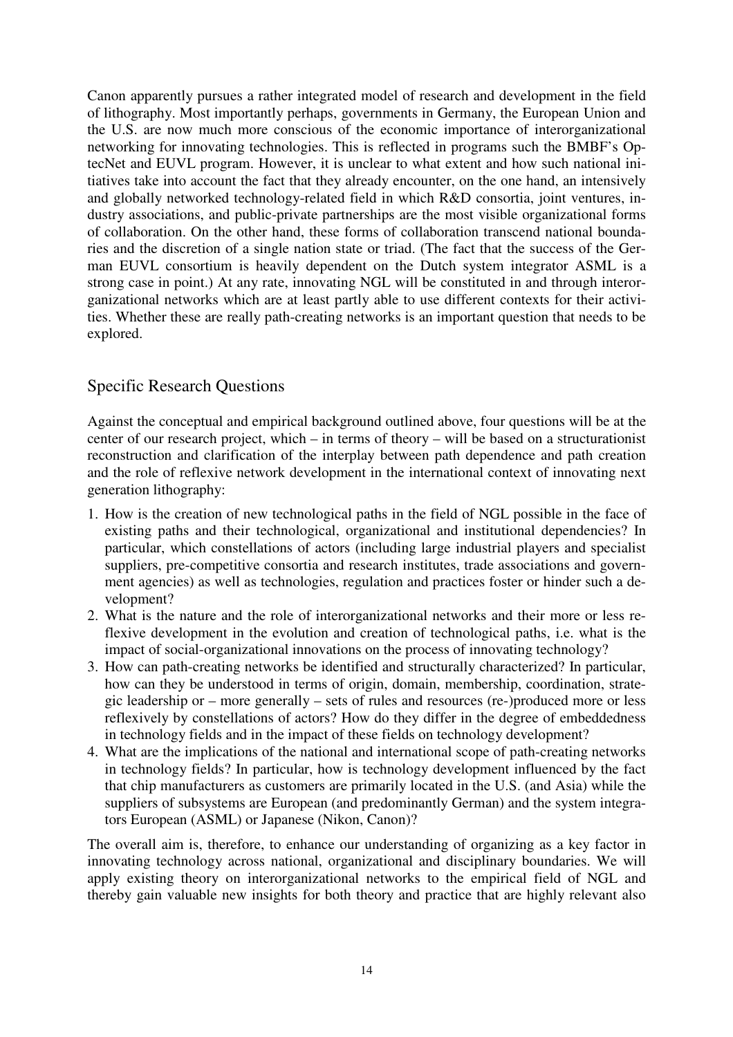Canon apparently pursues a rather integrated model of research and development in the field of lithography. Most importantly perhaps, governments in Germany, the European Union and the U.S. are now much more conscious of the economic importance of interorganizational networking for innovating technologies. This is reflected in programs such the BMBF's OptecNet and EUVL program. However, it is unclear to what extent and how such national initiatives take into account the fact that they already encounter, on the one hand, an intensively and globally networked technology-related field in which R&D consortia, joint ventures, industry associations, and public-private partnerships are the most visible organizational forms of collaboration. On the other hand, these forms of collaboration transcend national boundaries and the discretion of a single nation state or triad. (The fact that the success of the German EUVL consortium is heavily dependent on the Dutch system integrator ASML is a strong case in point.) At any rate, innovating NGL will be constituted in and through interorganizational networks which are at least partly able to use different contexts for their activities. Whether these are really path-creating networks is an important question that needs to be explored.

## Specific Research Questions

Against the conceptual and empirical background outlined above, four questions will be at the center of our research project, which – in terms of theory – will be based on a structurationist reconstruction and clarification of the interplay between path dependence and path creation and the role of reflexive network development in the international context of innovating next generation lithography:

1. How is the creation of new technological paths in the field of NGL possible in the face of existing paths and their technological, organizational and institutional dependencies? In particular, which constellations of actors (including large industrial players and specialist suppliers, pre-competitive consortia and research institutes, trade associations and government agencies) as well as technologies, regulation and practices foster or hinder such a development?
2. What is the nature and the role of interorganizational networks and their more or less reflexive development in the evolution and creation of technological paths, i.e. what is the impact of social-organizational innovations on the process of innovating technology?
3. How can path-creating networks be identified and structurally characterized? In particular, how can they be understood in terms of origin, domain, membership, coordination, strategic leadership or – more generally – sets of rules and resources (re-)produced more or less reflexively by constellations of actors? How do they differ in the degree of embeddedness in technology fields and in the impact of these fields on technology development?
4. What are the implications of the national and international scope of path-creating networks in technology fields? In particular, how is technology development influenced by the fact that chip manufacturers as customers are primarily located in the U.S. (and Asia) while the suppliers of subsystems are European (and predominantly German) and the system integrators European (ASML) or Japanese (Nikon, Canon)?

The overall aim is, therefore, to enhance our understanding of organizing as a key factor in innovating technology across national, organizational and disciplinary boundaries. We will apply existing theory on interorganizational networks to the empirical field of NGL and thereby gain valuable new insights for both theory and practice that are highly relevant also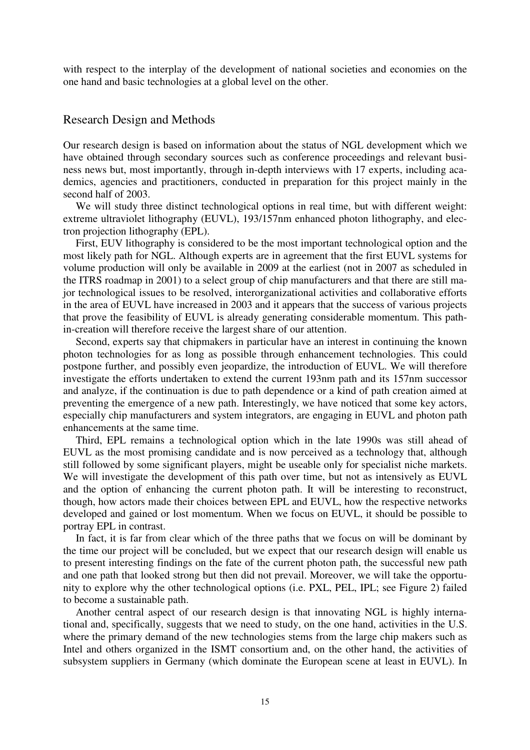with respect to the interplay of the development of national societies and economies on the one hand and basic technologies at a global level on the other.

## Research Design and Methods

Our research design is based on information about the status of NGL development which we have obtained through secondary sources such as conference proceedings and relevant business news but, most importantly, through in-depth interviews with 17 experts, including academics, agencies and practitioners, conducted in preparation for this project mainly in the second half of 2003.

We will study three distinct technological options in real time, but with different weight: extreme ultraviolet lithography (EUVL), 193/157nm enhanced photon lithography, and electron projection lithography (EPL).

First, EUV lithography is considered to be the most important technological option and the most likely path for NGL. Although experts are in agreement that the first EUVL systems for volume production will only be available in 2009 at the earliest (not in 2007 as scheduled in the ITRS roadmap in 2001) to a select group of chip manufacturers and that there are still major technological issues to be resolved, interorganizational activities and collaborative efforts in the area of EUVL have increased in 2003 and it appears that the success of various projects that prove the feasibility of EUVL is already generating considerable momentum. This path-in-creation will therefore receive the largest share of our attention.

Second, experts say that chipmakers in particular have an interest in continuing the known photon technologies for as long as possible through enhancement technologies. This could postpone further, and possibly even jeopardize, the introduction of EUVL. We will therefore investigate the efforts undertaken to extend the current 193nm path and its 157nm successor and analyze, if the continuation is due to path dependence or a kind of path creation aimed at preventing the emergence of a new path. Interestingly, we have noticed that some key actors, especially chip manufacturers and system integrators, are engaging in EUVL and photon path enhancements at the same time.

Third, EPL remains a technological option which in the late 1990s was still ahead of EUVL as the most promising candidate and is now perceived as a technology that, although still followed by some significant players, might be useable only for specialist niche markets. We will investigate the development of this path over time, but not as intensively as EUVL and the option of enhancing the current photon path. It will be interesting to reconstruct, though, how actors made their choices between EPL and EUVL, how the respective networks developed and gained or lost momentum. When we focus on EUVL, it should be possible to portray EPL in contrast.

In fact, it is far from clear which of the three paths that we focus on will be dominant by the time our project will be concluded, but we expect that our research design will enable us to present interesting findings on the fate of the current photon path, the successful new path and one path that looked strong but then did not prevail. Moreover, we will take the opportunity to explore why the other technological options (i.e. PXL, PEL, IPL; see Figure 2) failed to become a sustainable path.

Another central aspect of our research design is that innovating NGL is highly international and, specifically, suggests that we need to study, on the one hand, activities in the U.S. where the primary demand of the new technologies stems from the large chip makers such as Intel and others organized in the ISMT consortium and, on the other hand, the activities of subsystem suppliers in Germany (which dominate the European scene at least in EUVL). In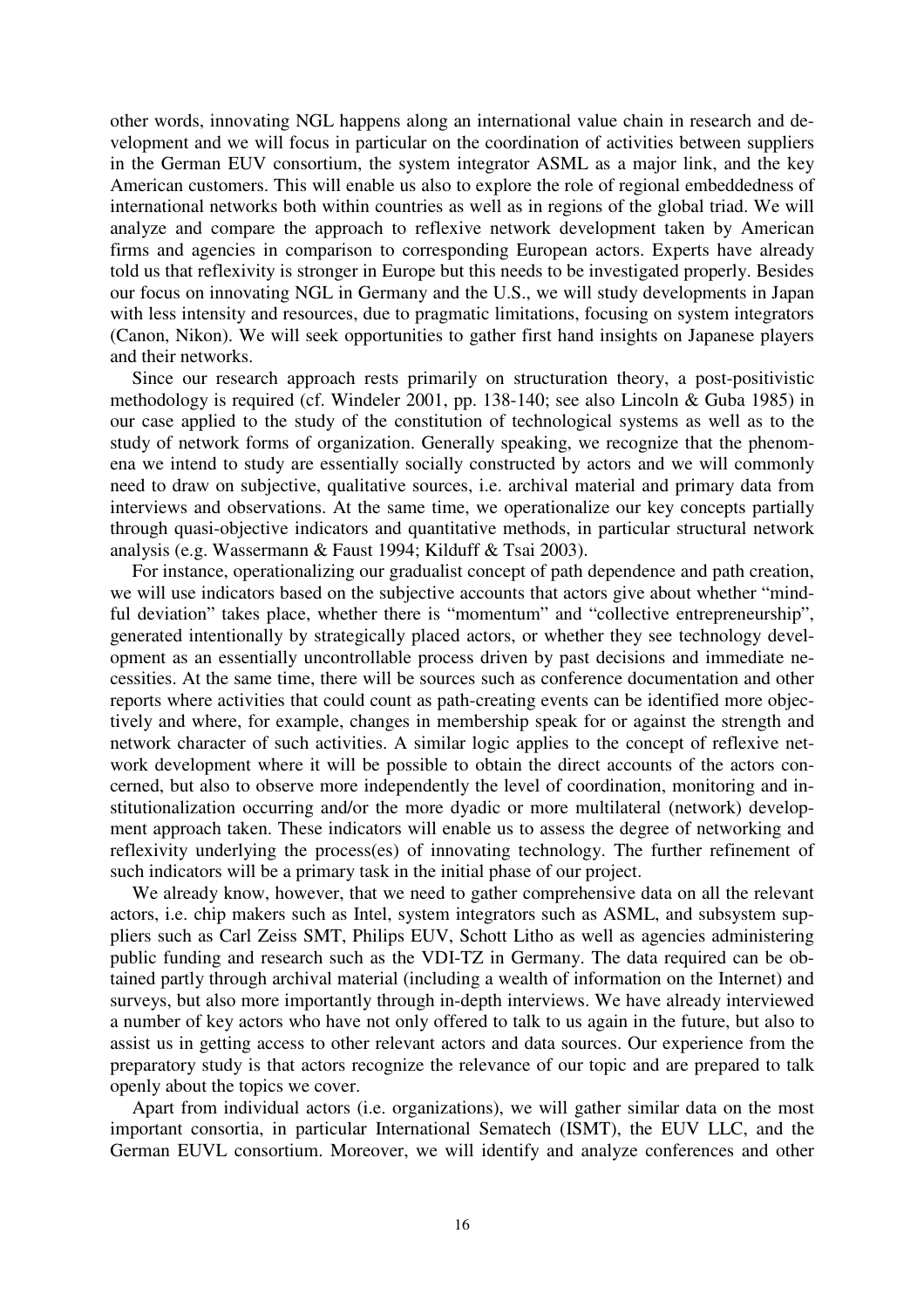other words, innovating NGL happens along an international value chain in research and development and we will focus in particular on the coordination of activities between suppliers in the German EUV consortium, the system integrator ASML as a major link, and the key American customers. This will enable us also to explore the role of regional embeddedness of international networks both within countries as well as in regions of the global triad. We will analyze and compare the approach to reflexive network development taken by American firms and agencies in comparison to corresponding European actors. Experts have already told us that reflexivity is stronger in Europe but this needs to be investigated properly. Besides our focus on innovating NGL in Germany and the U.S., we will study developments in Japan with less intensity and resources, due to pragmatic limitations, focusing on system integrators (Canon, Nikon). We will seek opportunities to gather first hand insights on Japanese players and their networks.

Since our research approach rests primarily on structuration theory, a post-positivistic methodology is required (cf. Windeler 2001, pp. 138-140; see also Lincoln & Guba 1985) in our case applied to the study of the constitution of technological systems as well as to the study of network forms of organization. Generally speaking, we recognize that the phenomena we intend to study are essentially socially constructed by actors and we will commonly need to draw on subjective, qualitative sources, i.e. archival material and primary data from interviews and observations. At the same time, we operationalize our key concepts partially through quasi-objective indicators and quantitative methods, in particular structural network analysis (e.g. Wassermann & Faust 1994; Kilduff & Tsai 2003).

For instance, operationalizing our gradualist concept of path dependence and path creation, we will use indicators based on the subjective accounts that actors give about whether "mindful deviation" takes place, whether there is "momentum" and "collective entrepreneurship", generated intentionally by strategically placed actors, or whether they see technology development as an essentially uncontrollable process driven by past decisions and immediate necessities. At the same time, there will be sources such as conference documentation and other reports where activities that could count as path-creating events can be identified more objectively and where, for example, changes in membership speak for or against the strength and network character of such activities. A similar logic applies to the concept of reflexive network development where it will be possible to obtain the direct accounts of the actors concerned, but also to observe more independently the level of coordination, monitoring and institutionalization occurring and/or the more dyadic or more multilateral (network) development approach taken. These indicators will enable us to assess the degree of networking and reflexivity underlying the process(es) of innovating technology. The further refinement of such indicators will be a primary task in the initial phase of our project.

We already know, however, that we need to gather comprehensive data on all the relevant actors, i.e. chip makers such as Intel, system integrators such as ASML, and subsystem suppliers such as Carl Zeiss SMT, Philips EUV, Schott Litho as well as agencies administering public funding and research such as the VDI-TZ in Germany. The data required can be obtained partly through archival material (including a wealth of information on the Internet) and surveys, but also more importantly through in-depth interviews. We have already interviewed a number of key actors who have not only offered to talk to us again in the future, but also to assist us in getting access to other relevant actors and data sources. Our experience from the preparatory study is that actors recognize the relevance of our topic and are prepared to talk openly about the topics we cover.

Apart from individual actors (i.e. organizations), we will gather similar data on the most important consortia, in particular International Sematech (ISMT), the EUV LLC, and the German EUVL consortium. Moreover, we will identify and analyze conferences and other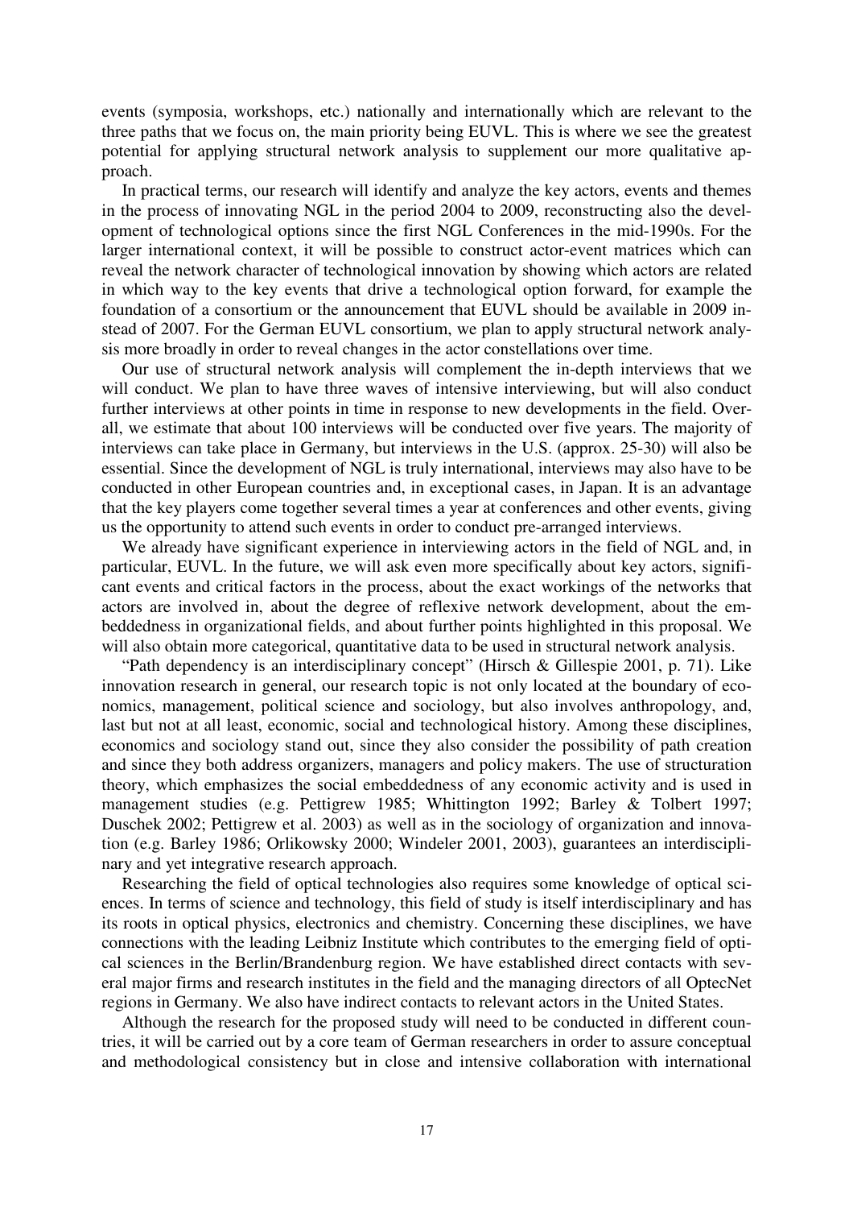events (symposia, workshops, etc.) nationally and internationally which are relevant to the three paths that we focus on, the main priority being EUVL. This is where we see the greatest potential for applying structural network analysis to supplement our more qualitative approach.

In practical terms, our research will identify and analyze the key actors, events and themes in the process of innovating NGL in the period 2004 to 2009, reconstructing also the development of technological options since the first NGL Conferences in the mid-1990s. For the larger international context, it will be possible to construct actor-event matrices which can reveal the network character of technological innovation by showing which actors are related in which way to the key events that drive a technological option forward, for example the foundation of a consortium or the announcement that EUVL should be available in 2009 instead of 2007. For the German EUVL consortium, we plan to apply structural network analysis more broadly in order to reveal changes in the actor constellations over time.

Our use of structural network analysis will complement the in-depth interviews that we will conduct. We plan to have three waves of intensive interviewing, but will also conduct further interviews at other points in time in response to new developments in the field. Overall, we estimate that about 100 interviews will be conducted over five years. The majority of interviews can take place in Germany, but interviews in the U.S. (approx. 25-30) will also be essential. Since the development of NGL is truly international, interviews may also have to be conducted in other European countries and, in exceptional cases, in Japan. It is an advantage that the key players come together several times a year at conferences and other events, giving us the opportunity to attend such events in order to conduct pre-arranged interviews.

We already have significant experience in interviewing actors in the field of NGL and, in particular, EUVL. In the future, we will ask even more specifically about key actors, significant events and critical factors in the process, about the exact workings of the networks that actors are involved in, about the degree of reflexive network development, about the embeddedness in organizational fields, and about further points highlighted in this proposal. We will also obtain more categorical, quantitative data to be used in structural network analysis.

"Path dependency is an interdisciplinary concept" (Hirsch & Gillespie 2001, p. 71). Like innovation research in general, our research topic is not only located at the boundary of economics, management, political science and sociology, but also involves anthropology, and, last but not at all least, economic, social and technological history. Among these disciplines, economics and sociology stand out, since they also consider the possibility of path creation and since they both address organizers, managers and policy makers. The use of structuration theory, which emphasizes the social embeddedness of any economic activity and is used in management studies (e.g. Pettigrew 1985; Whittington 1992; Barley & Tolbert 1997; Duschek 2002; Pettigrew et al. 2003) as well as in the sociology of organization and innovation (e.g. Barley 1986; Orlikowsky 2000; Windeler 2001, 2003), guarantees an interdisciplinary and yet integrative research approach.

Researching the field of optical technologies also requires some knowledge of optical sciences. In terms of science and technology, this field of study is itself interdisciplinary and has its roots in optical physics, electronics and chemistry. Concerning these disciplines, we have connections with the leading Leibniz Institute which contributes to the emerging field of optical sciences in the Berlin/Brandenburg region. We have established direct contacts with several major firms and research institutes in the field and the managing directors of all OptecNet regions in Germany. We also have indirect contacts to relevant actors in the United States.

Although the research for the proposed study will need to be conducted in different countries, it will be carried out by a core team of German researchers in order to assure conceptual and methodological consistency but in close and intensive collaboration with international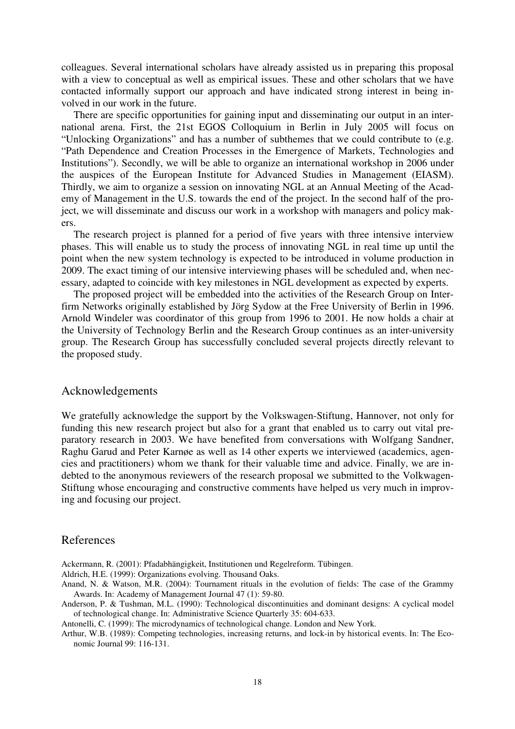colleagues. Several international scholars have already assisted us in preparing this proposal with a view to conceptual as well as empirical issues. These and other scholars that we have contacted informally support our approach and have indicated strong interest in being involved in our work in the future.

There are specific opportunities for gaining input and disseminating our output in an international arena. First, the 21st EGOS Colloquium in Berlin in July 2005 will focus on "Unlocking Organizations" and has a number of subthemes that we could contribute to (e.g. "Path Dependence and Creation Processes in the Emergence of Markets, Technologies and Institutions"). Secondly, we will be able to organize an international workshop in 2006 under the auspices of the European Institute for Advanced Studies in Management (EIASM). Thirdly, we aim to organize a session on innovating NGL at an Annual Meeting of the Academy of Management in the U.S. towards the end of the project. In the second half of the project, we will disseminate and discuss our work in a workshop with managers and policy makers.

The research project is planned for a period of five years with three intensive interview phases. This will enable us to study the process of innovating NGL in real time up until the point when the new system technology is expected to be introduced in volume production in 2009. The exact timing of our intensive interviewing phases will be scheduled and, when necessary, adapted to coincide with key milestones in NGL development as expected by experts.

The proposed project will be embedded into the activities of the Research Group on Interfirm Networks originally established by Jörg Sydow at the Free University of Berlin in 1996. Arnold Windeler was coordinator of this group from 1996 to 2001. He now holds a chair at the University of Technology Berlin and the Research Group continues as an inter-university group. The Research Group has successfully concluded several projects directly relevant to the proposed study.

## Acknowledgements

We gratefully acknowledge the support by the Volkswagen-Stiftung, Hannover, not only for funding this new research project but also for a grant that enabled us to carry out vital preparatory research in 2003. We have benefited from conversations with Wolfgang Sandner, Raghu Garud and Peter Karnøe as well as 14 other experts we interviewed (academics, agencies and practitioners) whom we thank for their valuable time and advice. Finally, we are indebted to the anonymous reviewers of the research proposal we submitted to the Volkwagen-Stiftung whose encouraging and constructive comments have helped us very much in improving and focusing our project.

## References

Ackermann, R. (2001): Pfadabhängigkeit, Institutionen und Regelreform. Tübingen.

Aldrich, H.E. (1999): Organizations evolving. Thousand Oaks.

Anand, N. & Watson, M.R. (2004): Tournament rituals in the evolution of fields: The case of the Grammy Awards. In: Academy of Management Journal 47 (1): 59-80.

Anderson, P. & Tushman, M.L. (1990): Technological discontinuities and dominant designs: A cyclical model of technological change. In: Administrative Science Quarterly 35: 604-633.

Antonelli, C. (1999): The microdynamics of technological change. London and New York.

Arthur, W.B. (1989): Competing technologies, increasing returns, and lock-in by historical events. In: The Economic Journal 99: 116-131.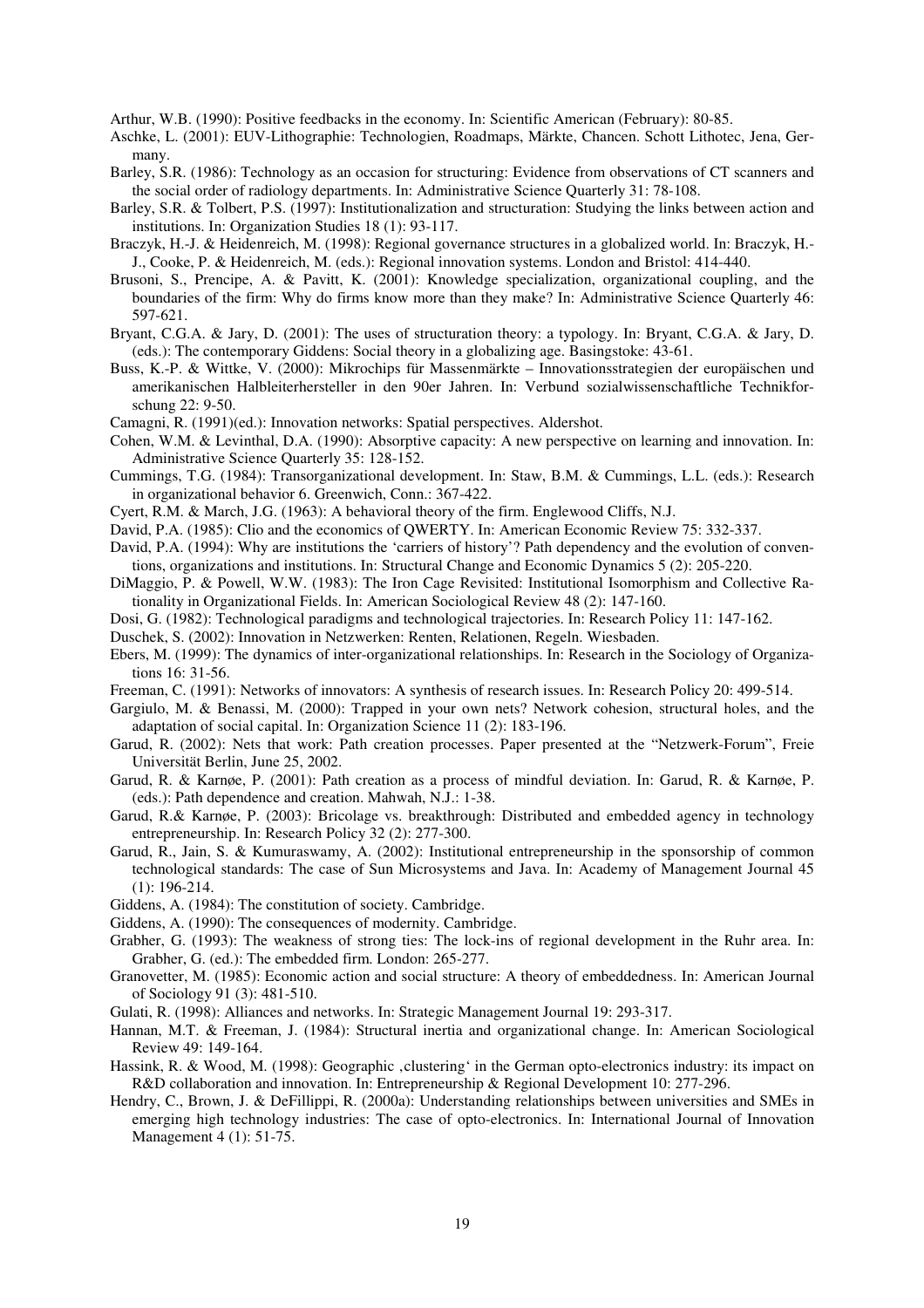Arthur, W.B. (1990): Positive feedbacks in the economy. In: Scientific American (February): 80-85.

Aschke, L. (2001): EUV-Lithographie: Technologien, Roadmaps, Märkte, Chancen. Schott Lithotec, Jena, Germany.

Barley, S.R. (1986): Technology as an occasion for structuring: Evidence from observations of CT scanners and the social order of radiology departments. In: Administrative Science Quarterly 31: 78-108.

Barley, S.R. & Tolbert, P.S. (1997): Institutionalization and structuration: Studying the links between action and institutions. In: Organization Studies 18 (1): 93-117.

Braczyk, H.-J. & Heidenreich, M. (1998): Regional governance structures in a globalized world. In: Braczyk, H.-J., Cooke, P. & Heidenreich, M. (eds.): Regional innovation systems. London and Bristol: 414-440.

Brusoni, S., Prencipe, A. & Pavitt, K. (2001): Knowledge specialization, organizational coupling, and the boundaries of the firm: Why do firms know more than they make? In: Administrative Science Quarterly 46: 597-621.

Bryant, C.G.A. & Jary, D. (2001): The uses of structuration theory: a typology. In: Bryant, C.G.A. & Jary, D. (eds.): The contemporary Giddens: Social theory in a globalizing age. Basingstoke: 43-61.

Buss, K.-P. & Wittke, V. (2000): Mikrochips für Massenmärkte – Innovationsstrategien der europäischen und amerikanischen Halbleiterhersteller in den 90er Jahren. In: Verbund sozialwissenschaftliche Technikforschung 22: 9-50.

Camagni, R. (1991)(ed.): Innovation networks: Spatial perspectives. Aldershot.

Cohen, W.M. & Levinthal, D.A. (1990): Absorptive capacity: A new perspective on learning and innovation. In: Administrative Science Quarterly 35: 128-152.

Cummings, T.G. (1984): Transorganizational development. In: Staw, B.M. & Cummings, L.L. (eds.): Research in organizational behavior 6. Greenwich, Conn.: 367-422.

Cyert, R.M. & March, J.G. (1963): A behavioral theory of the firm. Englewood Cliffs, N.J.

David, P.A. (1985): Clio and the economics of QWERTY. In: American Economic Review 75: 332-337.

David, P.A. (1994): Why are institutions the 'carriers of history'? Path dependency and the evolution of conventions, organizations and institutions. In: Structural Change and Economic Dynamics 5 (2): 205-220.

DiMaggio, P. & Powell, W.W. (1983): The Iron Cage Revisited: Institutional Isomorphism and Collective Rationality in Organizational Fields. In: American Sociological Review 48 (2): 147-160.

Dosi, G. (1982): Technological paradigms and technological trajectories. In: Research Policy 11: 147-162.

Duschek, S. (2002): Innovation in Netzwerken: Renten, Relationen, Regeln. Wiesbaden.

Ebers, M. (1999): The dynamics of inter-organizational relationships. In: Research in the Sociology of Organizations 16: 31-56.

Freeman, C. (1991): Networks of innovators: A synthesis of research issues. In: Research Policy 20: 499-514.

Gargiulo, M. & Benassi, M. (2000): Trapped in your own nets? Network cohesion, structural holes, and the adaptation of social capital. In: Organization Science 11 (2): 183-196.

Garud, R. (2002): Nets that work: Path creation processes. Paper presented at the "Netzwerk-Forum", Freie Universität Berlin, June 25, 2002.

Garud, R. & Karnøe, P. (2001): Path creation as a process of mindful deviation. In: Garud, R. & Karnøe, P. (eds.): Path dependence and creation. Mahwah, N.J.: 1-38.

Garud, R.& Karnøe, P. (2003): Bricolage vs. breakthrough: Distributed and embedded agency in technology entrepreneurship. In: Research Policy 32 (2): 277-300.

Garud, R., Jain, S. & Kumuraswamy, A. (2002): Institutional entrepreneurship in the sponsorship of common technological standards: The case of Sun Microsystems and Java. In: Academy of Management Journal 45 (1): 196-214.

Giddens, A. (1984): The constitution of society. Cambridge.

Giddens, A. (1990): The consequences of modernity. Cambridge.

Grabher, G. (1993): The weakness of strong ties: The lock-ins of regional development in the Ruhr area. In: Grabher, G. (ed.): The embedded firm. London: 265-277.

Granovetter, M. (1985): Economic action and social structure: A theory of embeddedness. In: American Journal of Sociology 91 (3): 481-510.

Gulati, R. (1998): Alliances and networks. In: Strategic Management Journal 19: 293-317.

Hannan, M.T. & Freeman, J. (1984): Structural inertia and organizational change. In: American Sociological Review 49: 149-164.

Hassink, R. & Wood, M. (1998): Geographic ‚clustering' in the German opto-electronics industry: its impact on R&D collaboration and innovation. In: Entrepreneurship & Regional Development 10: 277-296.

Hendry, C., Brown, J. & DeFillippi, R. (2000a): Understanding relationships between universities and SMEs in emerging high technology industries: The case of opto-electronics. In: International Journal of Innovation Management 4 (1): 51-75.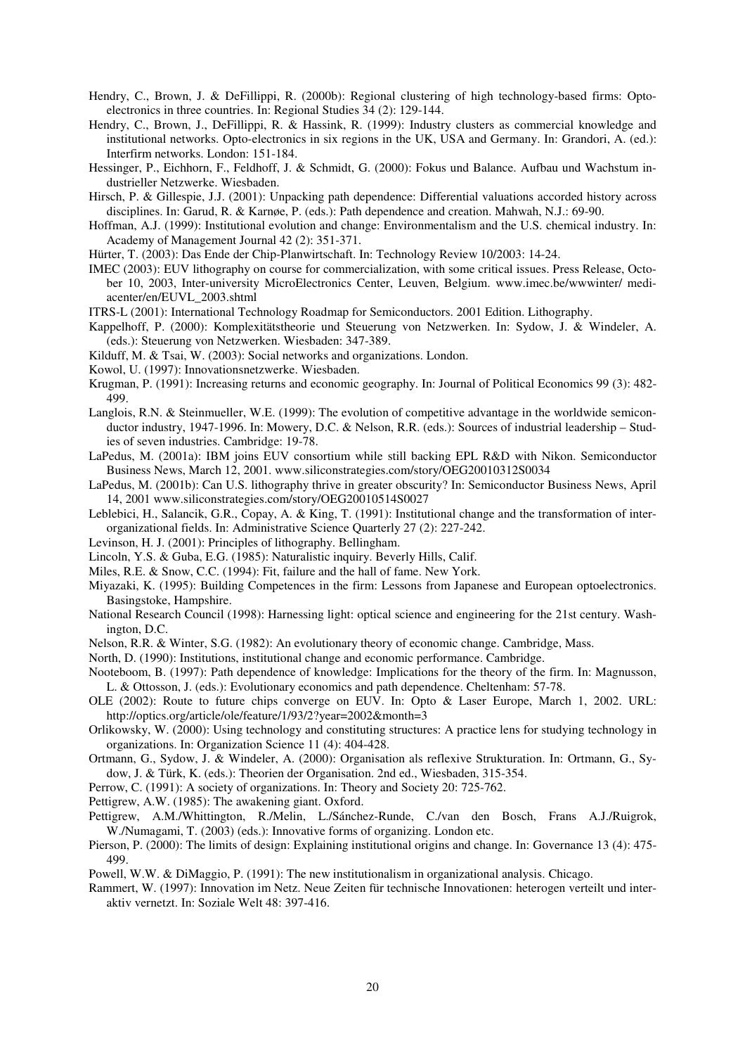Hendry, C., Brown, J. & DeFillippi, R. (2000b): Regional clustering of high technology-based firms: Opto-electronics in three countries. In: Regional Studies 34 (2): 129-144.

Hendry, C., Brown, J., DeFillippi, R. & Hassink, R. (1999): Industry clusters as commercial knowledge and institutional networks. Opto-electronics in six regions in the UK, USA and Germany. In: Grandori, A. (ed.): Interfirm networks. London: 151-184.

Hessinger, P., Eichhorn, F., Feldhoff, J. & Schmidt, G. (2000): Fokus und Balance. Aufbau und Wachstum industrieller Netzwerke. Wiesbaden.

Hirsch, P. & Gillespie, J.J. (2001): Unpacking path dependence: Differential valuations accorded history across disciplines. In: Garud, R. & Karnøe, P. (eds.): Path dependence and creation. Mahwah, N.J.: 69-90.

Hoffman, A.J. (1999): Institutional evolution and change: Environmentalism and the U.S. chemical industry. In: Academy of Management Journal 42 (2): 351-371.

Hürter, T. (2003): Das Ende der Chip-Planwirtschaft. In: Technology Review 10/2003: 14-24.

IMEC (2003): EUV lithography on course for commercialization, with some critical issues. Press Release, October 10, 2003, Inter-university MicroElectronics Center, Leuven, Belgium. www.imec.be/wwwinter/ mediacenter/en/EUVL_2003.shtml

ITRS-L (2001): International Technology Roadmap for Semiconductors. 2001 Edition. Lithography.

Kappelhoff, P. (2000): Komplexitätstheorie und Steuerung von Netzwerken. In: Sydow, J. & Windeler, A. (eds.): Steuerung von Netzwerken. Wiesbaden: 347-389.

Kilduff, M. & Tsai, W. (2003): Social networks and organizations. London.

Kowol, U. (1997): Innovationsnetzwerke. Wiesbaden.

Krugman, P. (1991): Increasing returns and economic geography. In: Journal of Political Economics 99 (3): 482-499.

Langlois, R.N. & Steinmueller, W.E. (1999): The evolution of competitive advantage in the worldwide semiconductor industry, 1947-1996. In: Mowery, D.C. & Nelson, R.R. (eds.): Sources of industrial leadership – Studies of seven industries. Cambridge: 19-78.

LaPedus, M. (2001a): IBM joins EUV consortium while still backing EPL R&D with Nikon. Semiconductor Business News, March 12, 2001. www.siliconstrategies.com/story/OEG20010312S0034

LaPedus, M. (2001b): Can U.S. lithography thrive in greater obscurity? In: Semiconductor Business News, April 14, 2001 www.siliconstrategies.com/story/OEG20010514S0027

Leblebici, H., Salancik, G.R., Copay, A. & King, T. (1991): Institutional change and the transformation of interorganizational fields. In: Administrative Science Quarterly 27 (2): 227-242.

Levinson, H. J. (2001): Principles of lithography. Bellingham.

Lincoln, Y.S. & Guba, E.G. (1985): Naturalistic inquiry. Beverly Hills, Calif.

Miles, R.E. & Snow, C.C. (1994): Fit, failure and the hall of fame. New York.

Miyazaki, K. (1995): Building Competences in the firm: Lessons from Japanese and European optoelectronics. Basingstoke, Hampshire.

National Research Council (1998): Harnessing light: optical science and engineering for the 21st century. Washington, D.C.

Nelson, R.R. & Winter, S.G. (1982): An evolutionary theory of economic change. Cambridge, Mass.

North, D. (1990): Institutions, institutional change and economic performance. Cambridge.

Nooteboom, B. (1997): Path dependence of knowledge: Implications for the theory of the firm. In: Magnusson, L. & Ottosson, J. (eds.): Evolutionary economics and path dependence. Cheltenham: 57-78.

OLE (2002): Route to future chips converge on EUV. In: Opto & Laser Europe, March 1, 2002. URL: http://optics.org/article/ole/feature/1/93/2?year=2002&month=3

Orlikowsky, W. (2000): Using technology and constituting structures: A practice lens for studying technology in organizations. In: Organization Science 11 (4): 404-428.

Ortmann, G., Sydow, J. & Windeler, A. (2000): Organisation als reflexive Strukturation. In: Ortmann, G., Sydow, J. & Türk, K. (eds.): Theorien der Organisation. 2nd ed., Wiesbaden, 315-354.

Perrow, C. (1991): A society of organizations. In: Theory and Society 20: 725-762.

Pettigrew, A.W. (1985): The awakening giant. Oxford.

Pettigrew, A.M./Whittington, R./Melin, L./Sánchez-Runde, C./van den Bosch, Frans A.J./Ruigrok, W./Numagami, T. (2003) (eds.): Innovative forms of organizing. London etc.

Pierson, P. (2000): The limits of design: Explaining institutional origins and change. In: Governance 13 (4): 475-499.

Powell, W.W. & DiMaggio, P. (1991): The new institutionalism in organizational analysis. Chicago.

Rammert, W. (1997): Innovation im Netz. Neue Zeiten für technische Innovationen: heterogen verteilt und interaktiv vernetzt. In: Soziale Welt 48: 397-416.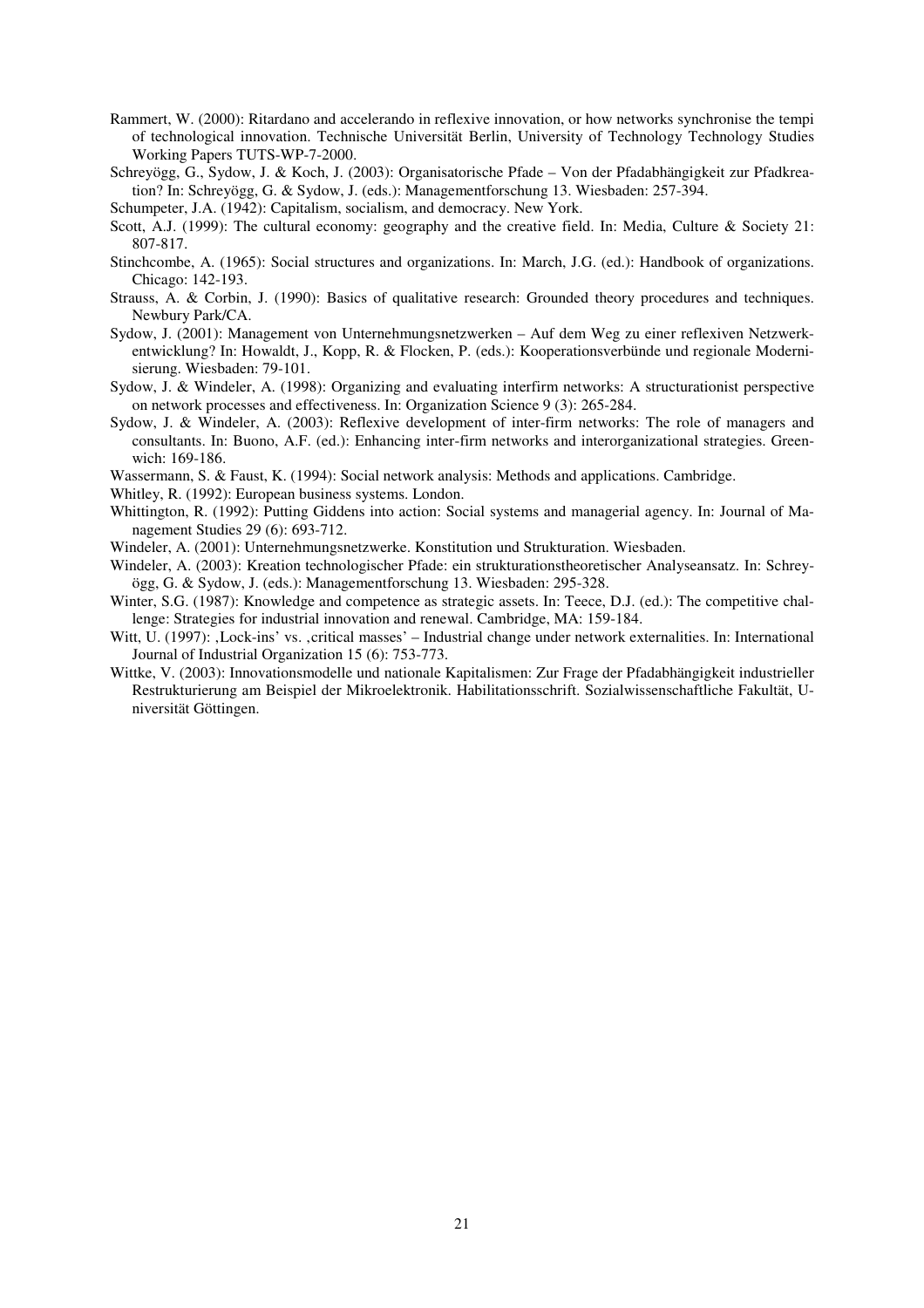Rammert, W. (2000): Ritardano and accelerando in reflexive innovation, or how networks synchronise the tempi of technological innovation. Technische Universität Berlin, University of Technology Technology Studies Working Papers TUTS-WP-7-2000.

Schreyögg, G., Sydow, J. & Koch, J. (2003): Organisatorische Pfade – Von der Pfadabhängigkeit zur Pfadkreation? In: Schreyögg, G. & Sydow, J. (eds.): Managementforschung 13. Wiesbaden: 257-394.

Schumpeter, J.A. (1942): Capitalism, socialism, and democracy. New York.

Scott, A.J. (1999): The cultural economy: geography and the creative field. In: Media, Culture & Society 21: 807-817.

Stinchcombe, A. (1965): Social structures and organizations. In: March, J.G. (ed.): Handbook of organizations. Chicago: 142-193.

Strauss, A. & Corbin, J. (1990): Basics of qualitative research: Grounded theory procedures and techniques. Newbury Park/CA.

Sydow, J. (2001): Management von Unternehmungsnetzwerken – Auf dem Weg zu einer reflexiven Netzwerkentwicklung? In: Howaldt, J., Kopp, R. & Flocken, P. (eds.): Kooperationsverbünde und regionale Modernisierung. Wiesbaden: 79-101.

Sydow, J. & Windeler, A. (1998): Organizing and evaluating interfirm networks: A structurationist perspective on network processes and effectiveness. In: Organization Science 9 (3): 265-284.

Sydow, J. & Windeler, A. (2003): Reflexive development of inter-firm networks: The role of managers and consultants. In: Buono, A.F. (ed.): Enhancing inter-firm networks and interorganizational strategies. Greenwich: 169-186.

Wassermann, S. & Faust, K. (1994): Social network analysis: Methods and applications. Cambridge.

Whitley, R. (1992): European business systems. London.

Whittington, R. (1992): Putting Giddens into action: Social systems and managerial agency. In: Journal of Management Studies 29 (6): 693-712.

Windeler, A. (2001): Unternehmungsnetzwerke. Konstitution und Strukturation. Wiesbaden.

Windeler, A. (2003): Kreation technologischer Pfade: ein strukturationstheoretischer Analyseansatz. In: Schreyögg, G. & Sydow, J. (eds.): Managementforschung 13. Wiesbaden: 295-328.

Winter, S.G. (1987): Knowledge and competence as strategic assets. In: Teece, D.J. (ed.): The competitive challenge: Strategies for industrial innovation and renewal. Cambridge, MA: 159-184.

Witt, U. (1997): ‚Lock-ins' vs. ‚critical masses' – Industrial change under network externalities. In: International Journal of Industrial Organization 15 (6): 753-773.

Wittke, V. (2003): Innovationsmodelle und nationale Kapitalismen: Zur Frage der Pfadabhängigkeit industrieller Restrukturierung am Beispiel der Mikroelektronik. Habilitationsschrift. Sozialwissenschaftliche Fakultät, Universität Göttingen.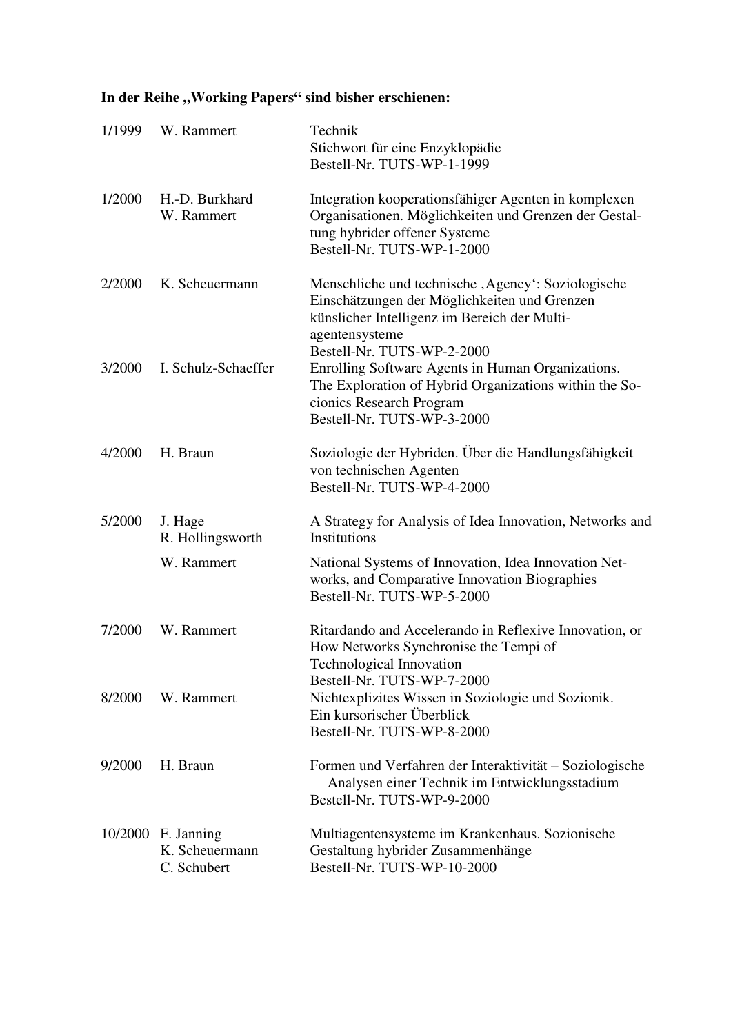**In der Reihe „Working Papers“ sind bisher erschienen:**

| | | |
|---|---|---|
| 1/1999 | W. Rammert | Technik<br>Stichwort für eine Enzyklopädie<br>Bestell-Nr. TUTS-WP-1-1999 |
| 1/2000 | H.-D. Burkhard<br>W. Rammert | Integration kooperationsfähiger Agenten in komplexen Organisationen. Möglichkeiten und Grenzen der Gestaltung hybrider offener Systeme<br>Bestell-Nr. TUTS-WP-1-2000 |
| 2/2000 | K. Scheuermann | Menschliche und technische ‚Agency‘: Soziologische Einschätzungen der Möglichkeiten und Grenzen künslicher Intelligenz im Bereich der Multiagentensysteme<br>Bestell-Nr. TUTS-WP-2-2000 |
| 3/2000 | I. Schulz-Schaeffer | Enrolling Software Agents in Human Organizations. The Exploration of Hybrid Organizations within the Socionics Research Program<br>Bestell-Nr. TUTS-WP-3-2000 |
| 4/2000 | H. Braun | Soziologie der Hybriden. Über die Handlungsfähigkeit von technischen Agenten<br>Bestell-Nr. TUTS-WP-4-2000 |
| 5/2000 | J. Hage<br>R. Hollingsworth | A Strategy for Analysis of Idea Innovation, Networks and Institutions |
| | W. Rammert | National Systems of Innovation, Idea Innovation Networks, and Comparative Innovation Biographies<br>Bestell-Nr. TUTS-WP-5-2000 |
| 7/2000 | W. Rammert | Ritardando and Accelerando in Reflexive Innovation, or How Networks Synchronise the Tempi of Technological Innovation<br>Bestell-Nr. TUTS-WP-7-2000 |
| 8/2000 | W. Rammert | Nichtexplizites Wissen in Soziologie und Sozionik. Ein kursorischer Überblick<br>Bestell-Nr. TUTS-WP-8-2000 |
| 9/2000 | H. Braun | Formen und Verfahren der Interaktivität – Soziologische Analysen einer Technik im Entwicklungsstadium<br>Bestell-Nr. TUTS-WP-9-2000 |
| 10/2000 | F. Janning<br>K. Scheuermann<br>C. Schubert | Multiagentensysteme im Krankenhaus. Sozionische Gestaltung hybrider Zusammenhänge<br>Bestell-Nr. TUTS-WP-10-2000 |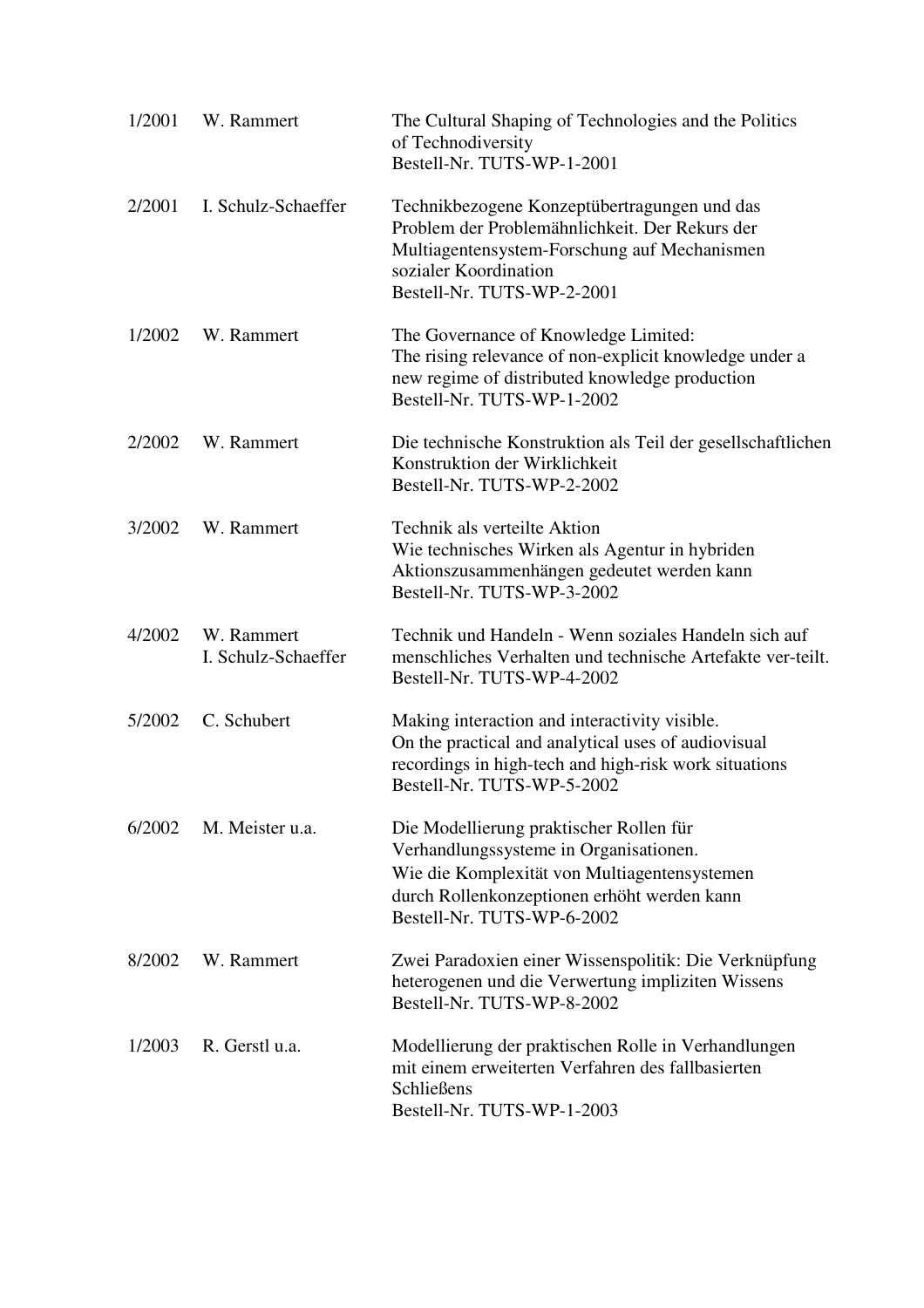| | | |
|---|---|---|
| 1/2001 | W. Rammert | The Cultural Shaping of Technologies and the Politics of Technodiversity<br>Bestell-Nr. TUTS-WP-1-2001 |
| 2/2001 | I. Schulz-Schaeffer | Technikbezogene Konzeptübertragungen und das Problem der Problemähnlichkeit. Der Rekurs der Multiagentensystem-Forschung auf Mechanismen sozialer Koordination<br>Bestell-Nr. TUTS-WP-2-2001 |
| 1/2002 | W. Rammert | The Governance of Knowledge Limited:<br>The rising relevance of non-explicit knowledge under a new regime of distributed knowledge production<br>Bestell-Nr. TUTS-WP-1-2002 |
| 2/2002 | W. Rammert | Die technische Konstruktion als Teil der gesellschaftlichen Konstruktion der Wirklichkeit<br>Bestell-Nr. TUTS-WP-2-2002 |
| 3/2002 | W. Rammert | Technik als verteilte Aktion<br>Wie technisches Wirken als Agentur in hybriden Aktionszusammenhängen gedeutet werden kann<br>Bestell-Nr. TUTS-WP-3-2002 |
| 4/2002 | W. Rammert<br>I. Schulz-Schaeffer | Technik und Handeln - Wenn soziales Handeln sich auf menschliches Verhalten und technische Artefakte ver-teilt.<br>Bestell-Nr. TUTS-WP-4-2002 |
| 5/2002 | C. Schubert | Making interaction and interactivity visible.<br>On the practical and analytical uses of audiovisual recordings in high-tech and high-risk work situations<br>Bestell-Nr. TUTS-WP-5-2002 |
| 6/2002 | M. Meister u.a. | Die Modellierung praktischer Rollen für Verhandlungssysteme in Organisationen.<br>Wie die Komplexität von Multiagentensystemen durch Rollenkonzeptionen erhöht werden kann<br>Bestell-Nr. TUTS-WP-6-2002 |
| 8/2002 | W. Rammert | Zwei Paradoxien einer Wissenspolitik: Die Verknüpfung heterogenen und die Verwertung impliziten Wissens<br>Bestell-Nr. TUTS-WP-8-2002 |
| 1/2003 | R. Gerstl u.a. | Modellierung der praktischen Rolle in Verhandlungen mit einem erweiterten Verfahren des fallbasierten Schließens<br>Bestell-Nr. TUTS-WP-1-2003 |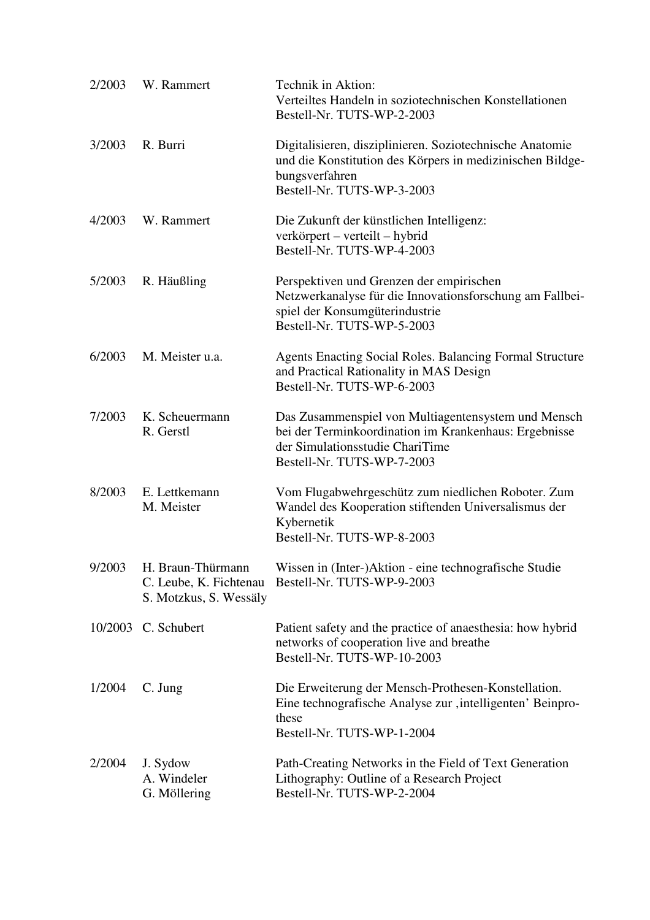| | | |
|---|---|---|
| 2/2003 | W. Rammert | Technik in Aktion:<br>Verteiltes Handeln in soziotechnischen Konstellationen<br>Bestell-Nr. TUTS-WP-2-2003 |
| 3/2003 | R. Burri | Digitalisieren, disziplinieren. Soziotechnische Anatomie und die Konstitution des Körpers in medizinischen Bildgebungsverfahren<br>Bestell-Nr. TUTS-WP-3-2003 |
| 4/2003 | W. Rammert | Die Zukunft der künstlichen Intelligenz:<br>verkörpert – verteilt – hybrid<br>Bestell-Nr. TUTS-WP-4-2003 |
| 5/2003 | R. Häußling | Perspektiven und Grenzen der empirischen Netzwerkanalyse für die Innovationsforschung am Fallbeispiel der Konsumgüterindustrie<br>Bestell-Nr. TUTS-WP-5-2003 |
| 6/2003 | M. Meister u.a. | Agents Enacting Social Roles. Balancing Formal Structure and Practical Rationality in MAS Design<br>Bestell-Nr. TUTS-WP-6-2003 |
| 7/2003 | K. Scheuermann<br>R. Gerstl | Das Zusammenspiel von Multiagentensystem und Mensch bei der Terminkoordination im Krankenhaus: Ergebnisse der Simulationsstudie ChariTime<br>Bestell-Nr. TUTS-WP-7-2003 |
| 8/2003 | E. Lettkemann<br>M. Meister | Vom Flugabwehrgeschütz zum niedlichen Roboter. Zum Wandel des Kooperation stiftenden Universalismus der Kybernetik<br>Bestell-Nr. TUTS-WP-8-2003 |
| 9/2003 | H. Braun-Thürmann<br>C. Leube, K. Fichtenau<br>S. Motzkus, S. Wessäly | Wissen in (Inter-)Aktion - eine technografische Studie<br>Bestell-Nr. TUTS-WP-9-2003 |
| 10/2003 | C. Schubert | Patient safety and the practice of anaesthesia: how hybrid networks of cooperation live and breathe<br>Bestell-Nr. TUTS-WP-10-2003 |
| 1/2004 | C. Jung | Die Erweiterung der Mensch-Prothesen-Konstellation. Eine technografische Analyse zur ‚intelligenten' Beinprothese<br>Bestell-Nr. TUTS-WP-1-2004 |
| 2/2004 | J. Sydow<br>A. Windeler<br>G. Möllering | Path-Creating Networks in the Field of Text Generation Lithography: Outline of a Research Project<br>Bestell-Nr. TUTS-WP-2-2004 |